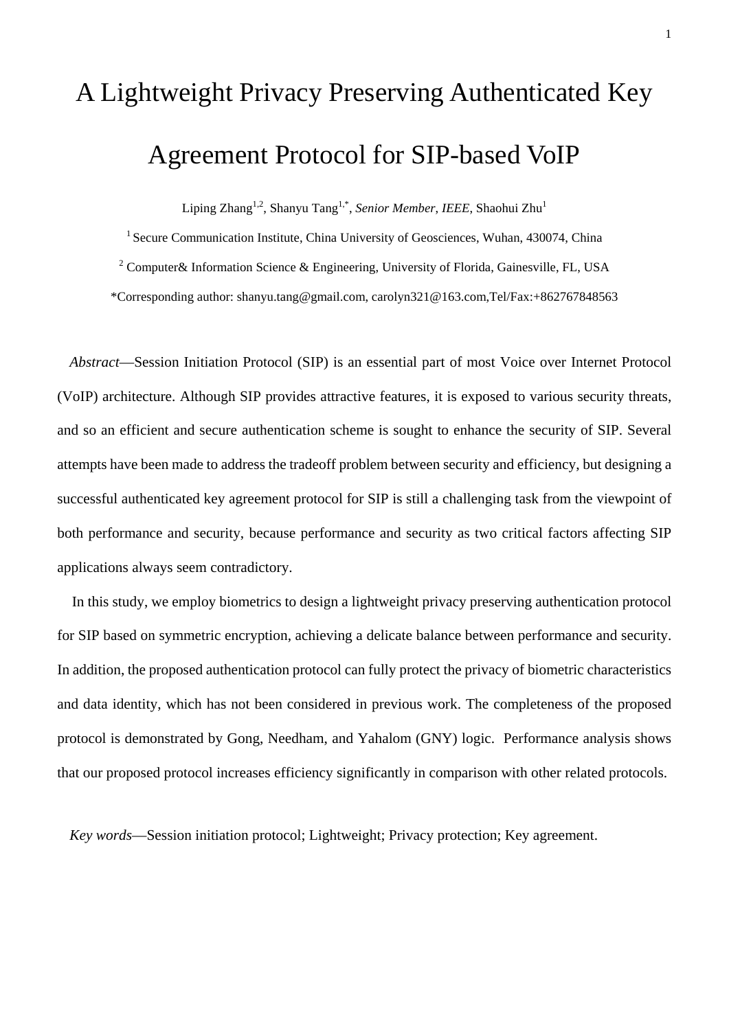# A Lightweight Privacy Preserving Authenticated Key Agreement Protocol for SIP-based VoIP

Liping Zhang[1,2], Shanyu Tang[1,*], *Senior Member, IEEE*, Shaohui Zhu[1]

[1] Secure Communication Institute, China University of Geosciences, Wuhan, 430074, China

[2] Computer& Information Science & Engineering, University of Florida, Gainesville, FL, USA

*Corresponding author: shanyu.tang@gmail.com, carolyn321@163.com,Tel/Fax:+862767848563

*Abstract*—Session Initiation Protocol (SIP) is an essential part of most Voice over Internet Protocol (VoIP) architecture. Although SIP provides attractive features, it is exposed to various security threats, and so an efficient and secure authentication scheme is sought to enhance the security of SIP. Several attempts have been made to address the tradeoff problem between security and efficiency, but designing a successful authenticated key agreement protocol for SIP is still a challenging task from the viewpoint of both performance and security, because performance and security as two critical factors affecting SIP applications always seem contradictory.

In this study, we employ biometrics to design a lightweight privacy preserving authentication protocol for SIP based on symmetric encryption, achieving a delicate balance between performance and security. In addition, the proposed authentication protocol can fully protect the privacy of biometric characteristics and data identity, which has not been considered in previous work. The completeness of the proposed protocol is demonstrated by Gong, Needham, and Yahalom (GNY) logic. Performance analysis shows that our proposed protocol increases efficiency significantly in comparison with other related protocols.

*Key words*—Session initiation protocol; Lightweight; Privacy protection; Key agreement.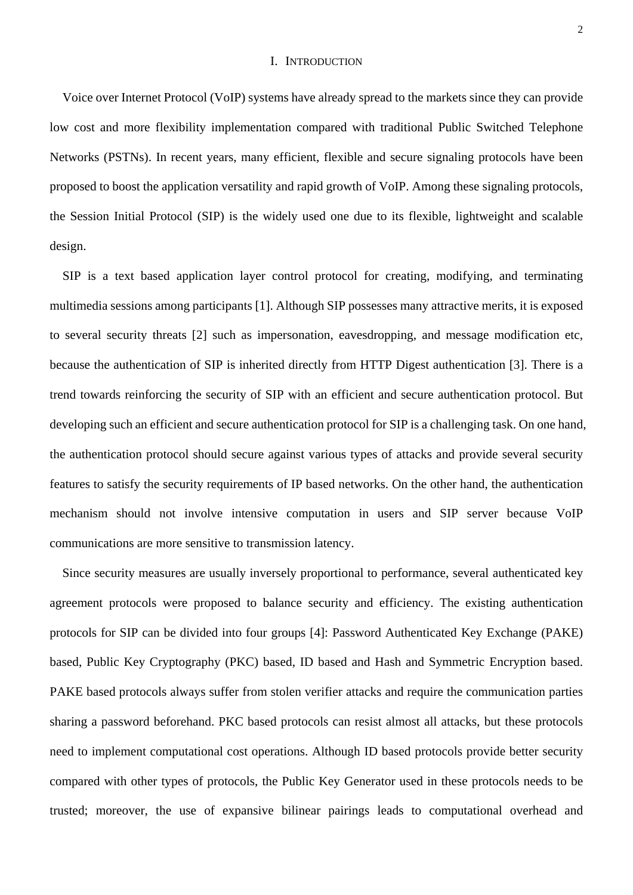# I. Introduction

Voice over Internet Protocol (VoIP) systems have already spread to the markets since they can provide low cost and more flexibility implementation compared with traditional Public Switched Telephone Networks (PSTNs). In recent years, many efficient, flexible and secure signaling protocols have been proposed to boost the application versatility and rapid growth of VoIP. Among these signaling protocols, the Session Initial Protocol (SIP) is the widely used one due to its flexible, lightweight and scalable design.

SIP is a text based application layer control protocol for creating, modifying, and terminating multimedia sessions among participants [1]. Although SIP possesses many attractive merits, it is exposed to several security threats [2] such as impersonation, eavesdropping, and message modification etc, because the authentication of SIP is inherited directly from HTTP Digest authentication [3]. There is a trend towards reinforcing the security of SIP with an efficient and secure authentication protocol. But developing such an efficient and secure authentication protocol for SIP is a challenging task. On one hand, the authentication protocol should secure against various types of attacks and provide several security features to satisfy the security requirements of IP based networks. On the other hand, the authentication mechanism should not involve intensive computation in users and SIP server because VoIP communications are more sensitive to transmission latency.

Since security measures are usually inversely proportional to performance, several authenticated key agreement protocols were proposed to balance security and efficiency. The existing authentication protocols for SIP can be divided into four groups [4]: Password Authenticated Key Exchange (PAKE) based, Public Key Cryptography (PKC) based, ID based and Hash and Symmetric Encryption based. PAKE based protocols always suffer from stolen verifier attacks and require the communication parties sharing a password beforehand. PKC based protocols can resist almost all attacks, but these protocols need to implement computational cost operations. Although ID based protocols provide better security compared with other types of protocols, the Public Key Generator used in these protocols needs to be trusted; moreover, the use of expansive bilinear pairings leads to computational overhead and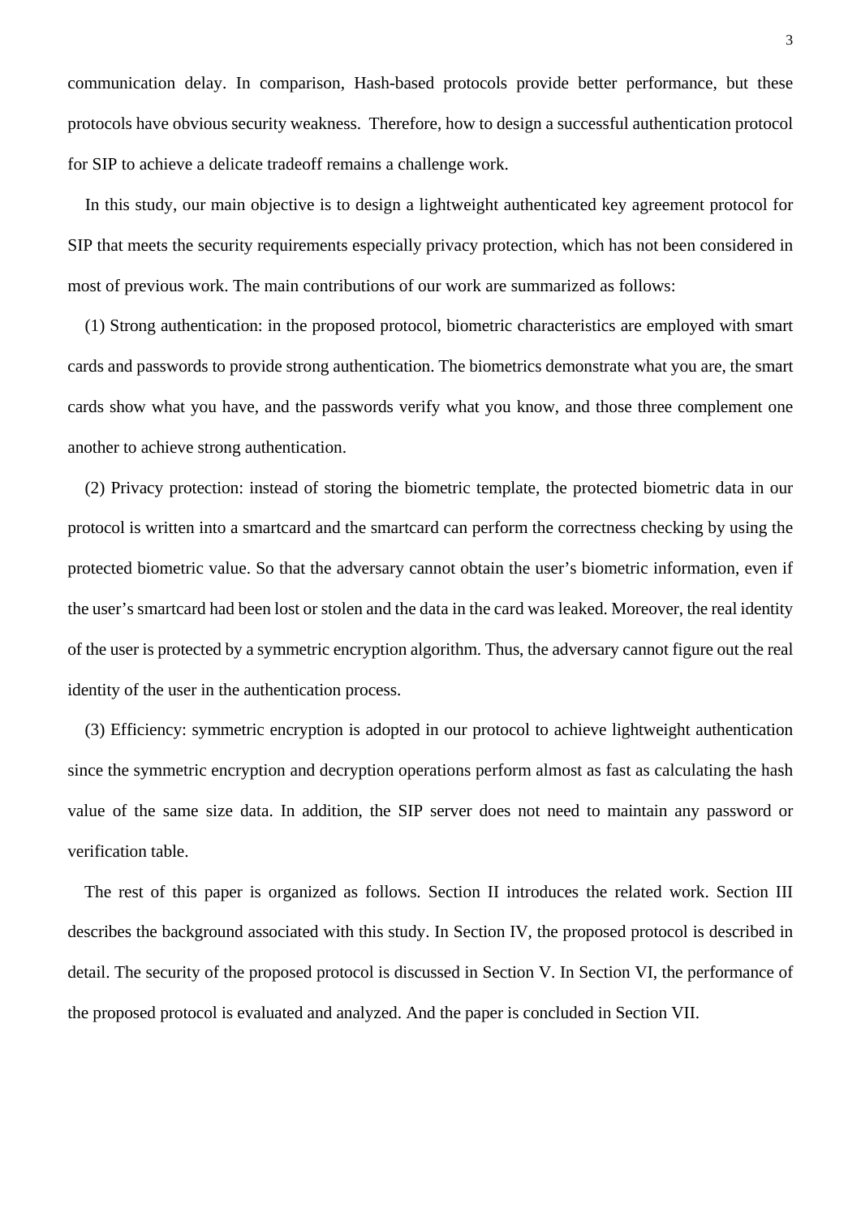communication delay. In comparison, Hash-based protocols provide better performance, but these protocols have obvious security weakness. Therefore, how to design a successful authentication protocol for SIP to achieve a delicate tradeoff remains a challenge work.

In this study, our main objective is to design a lightweight authenticated key agreement protocol for SIP that meets the security requirements especially privacy protection, which has not been considered in most of previous work. The main contributions of our work are summarized as follows:

(1) Strong authentication: in the proposed protocol, biometric characteristics are employed with smart cards and passwords to provide strong authentication. The biometrics demonstrate what you are, the smart cards show what you have, and the passwords verify what you know, and those three complement one another to achieve strong authentication.

(2) Privacy protection: instead of storing the biometric template, the protected biometric data in our protocol is written into a smartcard and the smartcard can perform the correctness checking by using the protected biometric value. So that the adversary cannot obtain the user's biometric information, even if the user's smartcard had been lost or stolen and the data in the card was leaked. Moreover, the real identity of the user is protected by a symmetric encryption algorithm. Thus, the adversary cannot figure out the real identity of the user in the authentication process.

(3) Efficiency: symmetric encryption is adopted in our protocol to achieve lightweight authentication since the symmetric encryption and decryption operations perform almost as fast as calculating the hash value of the same size data. In addition, the SIP server does not need to maintain any password or verification table.

The rest of this paper is organized as follows. Section II introduces the related work. Section III describes the background associated with this study. In Section IV, the proposed protocol is described in detail. The security of the proposed protocol is discussed in Section V. In Section VI, the performance of the proposed protocol is evaluated and analyzed. And the paper is concluded in Section VII.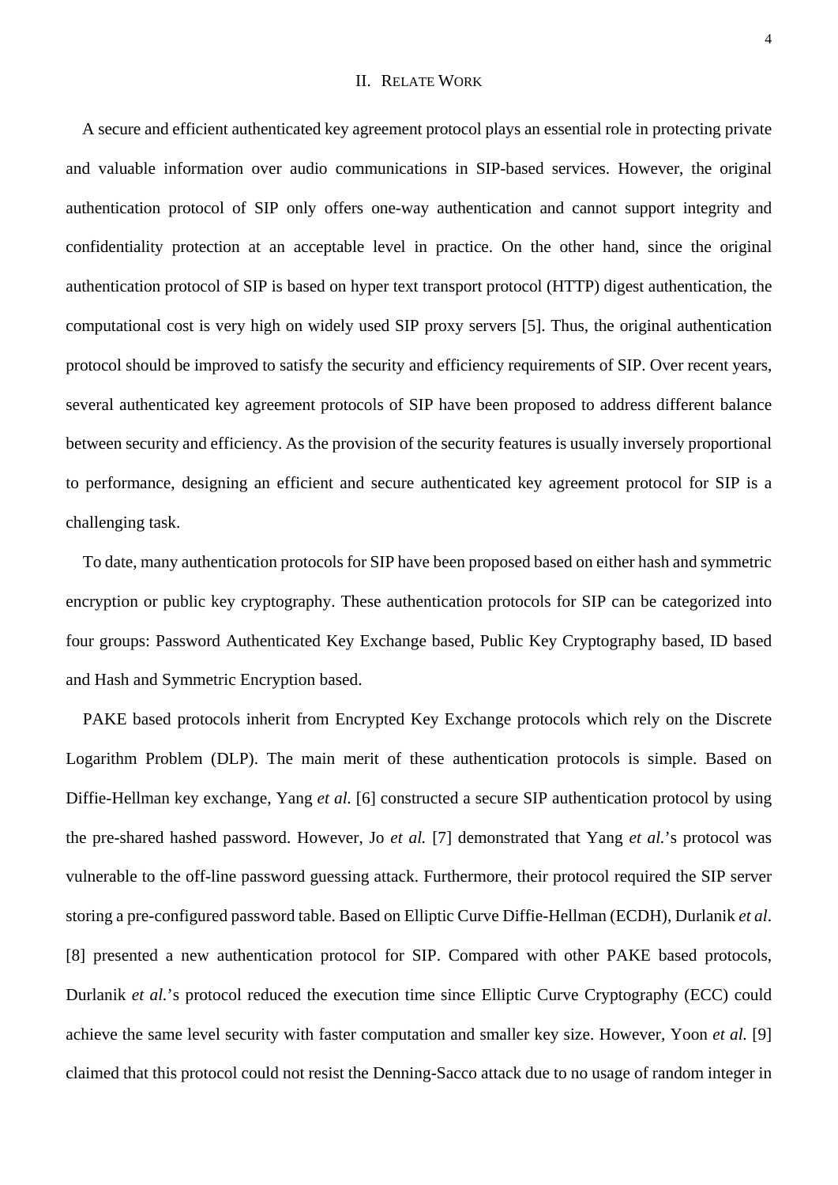## II. RELATE WORK

A secure and efficient authenticated key agreement protocol plays an essential role in protecting private and valuable information over audio communications in SIP-based services. However, the original authentication protocol of SIP only offers one-way authentication and cannot support integrity and confidentiality protection at an acceptable level in practice. On the other hand, since the original authentication protocol of SIP is based on hyper text transport protocol (HTTP) digest authentication, the computational cost is very high on widely used SIP proxy servers [5]. Thus, the original authentication protocol should be improved to satisfy the security and efficiency requirements of SIP. Over recent years, several authenticated key agreement protocols of SIP have been proposed to address different balance between security and efficiency. As the provision of the security features is usually inversely proportional to performance, designing an efficient and secure authenticated key agreement protocol for SIP is a challenging task.

To date, many authentication protocols for SIP have been proposed based on either hash and symmetric encryption or public key cryptography. These authentication protocols for SIP can be categorized into four groups: Password Authenticated Key Exchange based, Public Key Cryptography based, ID based and Hash and Symmetric Encryption based.

PAKE based protocols inherit from Encrypted Key Exchange protocols which rely on the Discrete Logarithm Problem (DLP). The main merit of these authentication protocols is simple. Based on Diffie-Hellman key exchange, Yang *et al.* [6] constructed a secure SIP authentication protocol by using the pre-shared hashed password. However, Jo *et al.* [7] demonstrated that Yang *et al.*'s protocol was vulnerable to the off-line password guessing attack. Furthermore, their protocol required the SIP server storing a pre-configured password table. Based on Elliptic Curve Diffie-Hellman (ECDH), Durlanik *et al*. [8] presented a new authentication protocol for SIP. Compared with other PAKE based protocols, Durlanik *et al.*'s protocol reduced the execution time since Elliptic Curve Cryptography (ECC) could achieve the same level security with faster computation and smaller key size. However, Yoon *et al.* [9] claimed that this protocol could not resist the Denning-Sacco attack due to no usage of random integer in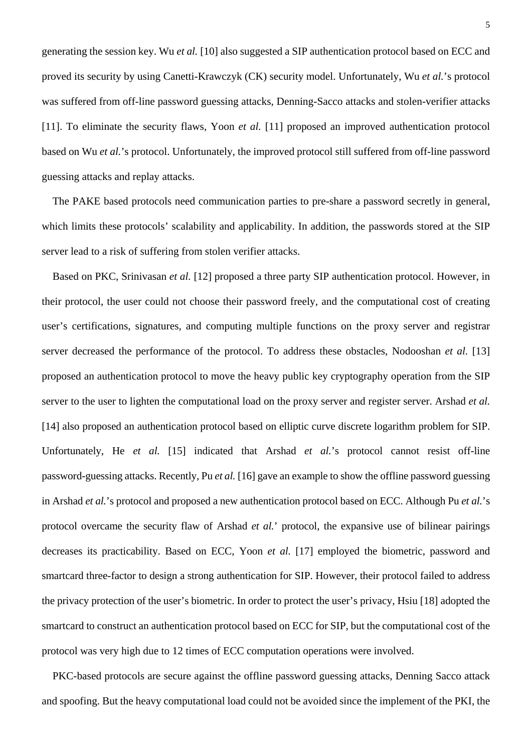generating the session key. Wu *et al.* [10] also suggested a SIP authentication protocol based on ECC and proved its security by using Canetti-Krawczyk (CK) security model. Unfortunately, Wu *et al.*'s protocol was suffered from off-line password guessing attacks, Denning-Sacco attacks and stolen-verifier attacks [11]. To eliminate the security flaws, Yoon *et al.* [11] proposed an improved authentication protocol based on Wu *et al.*'s protocol. Unfortunately, the improved protocol still suffered from off-line password guessing attacks and replay attacks.

The PAKE based protocols need communication parties to pre-share a password secretly in general, which limits these protocols' scalability and applicability. In addition, the passwords stored at the SIP server lead to a risk of suffering from stolen verifier attacks.

Based on PKC, Srinivasan *et al.* [12] proposed a three party SIP authentication protocol. However, in their protocol, the user could not choose their password freely, and the computational cost of creating user's certifications, signatures, and computing multiple functions on the proxy server and registrar server decreased the performance of the protocol. To address these obstacles, Nodooshan *et al.* [13] proposed an authentication protocol to move the heavy public key cryptography operation from the SIP server to the user to lighten the computational load on the proxy server and register server. Arshad *et al.* [14] also proposed an authentication protocol based on elliptic curve discrete logarithm problem for SIP. Unfortunately, He *et al.* [15] indicated that Arshad *et al.*'s protocol cannot resist off-line password-guessing attacks. Recently, Pu *et al.* [16] gave an example to show the offline password guessing in Arshad *et al.*'s protocol and proposed a new authentication protocol based on ECC. Although Pu *et al.*'s protocol overcame the security flaw of Arshad *et al.*' protocol, the expansive use of bilinear pairings decreases its practicability. Based on ECC, Yoon *et al.* [17] employed the biometric, password and smartcard three-factor to design a strong authentication for SIP. However, their protocol failed to address the privacy protection of the user's biometric. In order to protect the user's privacy, Hsiu [18] adopted the smartcard to construct an authentication protocol based on ECC for SIP, but the computational cost of the protocol was very high due to 12 times of ECC computation operations were involved.

PKC-based protocols are secure against the offline password guessing attacks, Denning Sacco attack and spoofing. But the heavy computational load could not be avoided since the implement of the PKI, the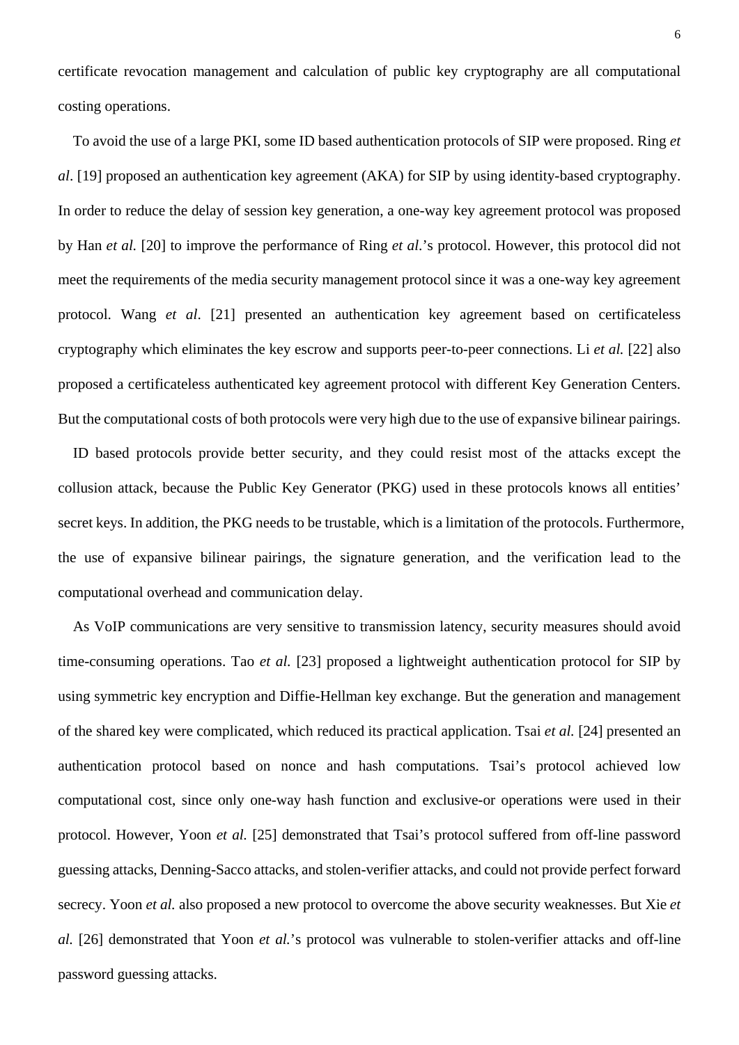certificate revocation management and calculation of public key cryptography are all computational costing operations.

To avoid the use of a large PKI, some ID based authentication protocols of SIP were proposed. Ring *et al*. [19] proposed an authentication key agreement (AKA) for SIP by using identity-based cryptography. In order to reduce the delay of session key generation, a one-way key agreement protocol was proposed by Han *et al.* [20] to improve the performance of Ring *et al.*'s protocol. However, this protocol did not meet the requirements of the media security management protocol since it was a one-way key agreement protocol. Wang *et al*. [21] presented an authentication key agreement based on certificateless cryptography which eliminates the key escrow and supports peer-to-peer connections. Li *et al.* [22] also proposed a certificateless authenticated key agreement protocol with different Key Generation Centers. But the computational costs of both protocols were very high due to the use of expansive bilinear pairings.

ID based protocols provide better security, and they could resist most of the attacks except the collusion attack, because the Public Key Generator (PKG) used in these protocols knows all entities' secret keys. In addition, the PKG needs to be trustable, which is a limitation of the protocols. Furthermore, the use of expansive bilinear pairings, the signature generation, and the verification lead to the computational overhead and communication delay.

As VoIP communications are very sensitive to transmission latency, security measures should avoid time-consuming operations. Tao *et al.* [23] proposed a lightweight authentication protocol for SIP by using symmetric key encryption and Diffie-Hellman key exchange. But the generation and management of the shared key were complicated, which reduced its practical application. Tsai *et al.* [24] presented an authentication protocol based on nonce and hash computations. Tsai's protocol achieved low computational cost, since only one-way hash function and exclusive-or operations were used in their protocol. However, Yoon *et al.* [25] demonstrated that Tsai's protocol suffered from off-line password guessing attacks, Denning-Sacco attacks, and stolen-verifier attacks, and could not provide perfect forward secrecy. Yoon *et al.* also proposed a new protocol to overcome the above security weaknesses. But Xie *et al.* [26] demonstrated that Yoon *et al.*'s protocol was vulnerable to stolen-verifier attacks and off-line password guessing attacks.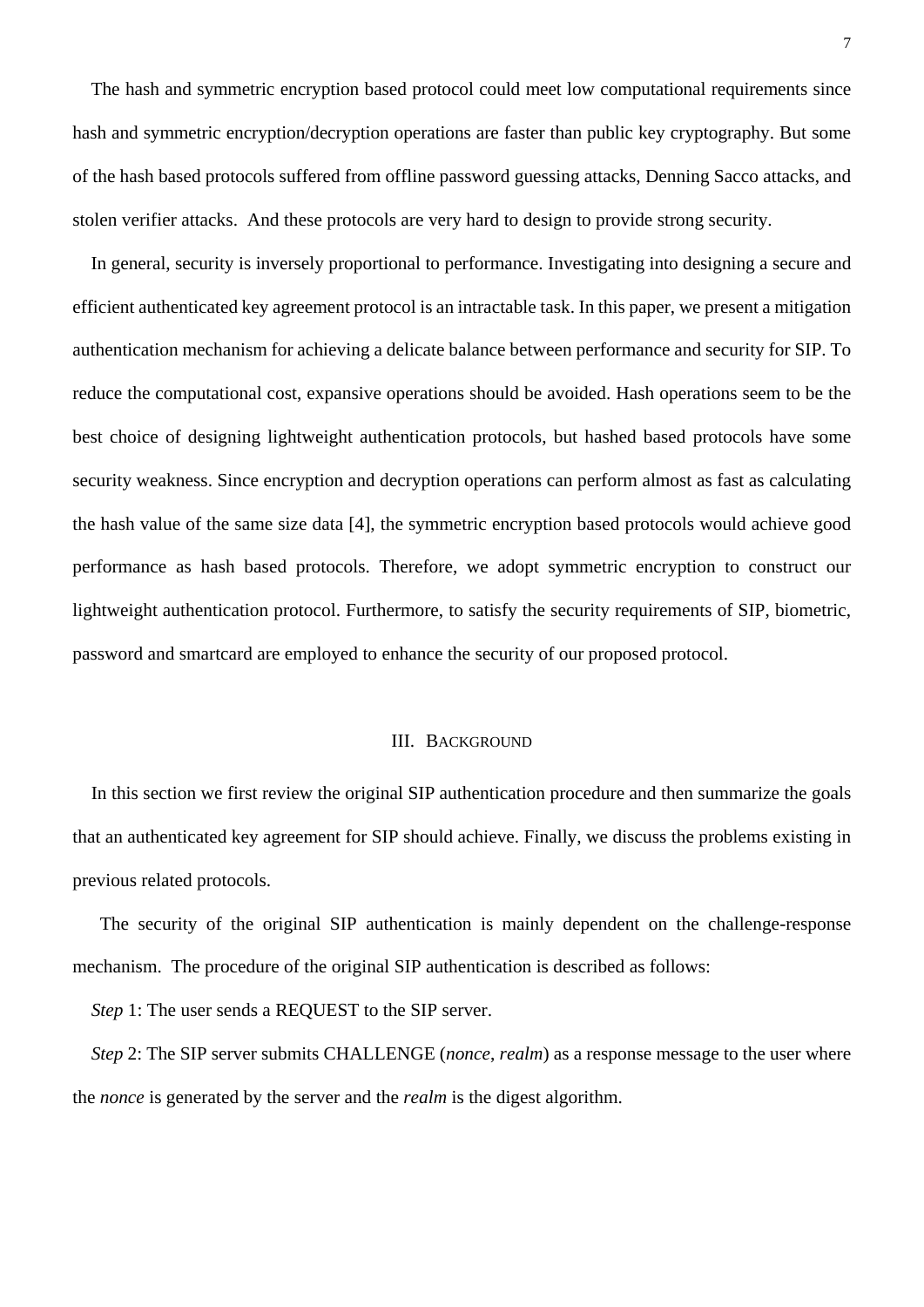The hash and symmetric encryption based protocol could meet low computational requirements since hash and symmetric encryption/decryption operations are faster than public key cryptography. But some of the hash based protocols suffered from offline password guessing attacks, Denning Sacco attacks, and stolen verifier attacks. And these protocols are very hard to design to provide strong security.

In general, security is inversely proportional to performance. Investigating into designing a secure and efficient authenticated key agreement protocol is an intractable task. In this paper, we present a mitigation authentication mechanism for achieving a delicate balance between performance and security for SIP. To reduce the computational cost, expansive operations should be avoided. Hash operations seem to be the best choice of designing lightweight authentication protocols, but hashed based protocols have some security weakness. Since encryption and decryption operations can perform almost as fast as calculating the hash value of the same size data [4], the symmetric encryption based protocols would achieve good performance as hash based protocols. Therefore, we adopt symmetric encryption to construct our lightweight authentication protocol. Furthermore, to satisfy the security requirements of SIP, biometric, password and smartcard are employed to enhance the security of our proposed protocol.

## III. Background

In this section we first review the original SIP authentication procedure and then summarize the goals that an authenticated key agreement for SIP should achieve. Finally, we discuss the problems existing in previous related protocols.

The security of the original SIP authentication is mainly dependent on the challenge-response mechanism. The procedure of the original SIP authentication is described as follows:

*Step* 1: The user sends a REQUEST to the SIP server.

*Step* 2: The SIP server submits CHALLENGE (*nonce*, *realm*) as a response message to the user where the *nonce* is generated by the server and the *realm* is the digest algorithm.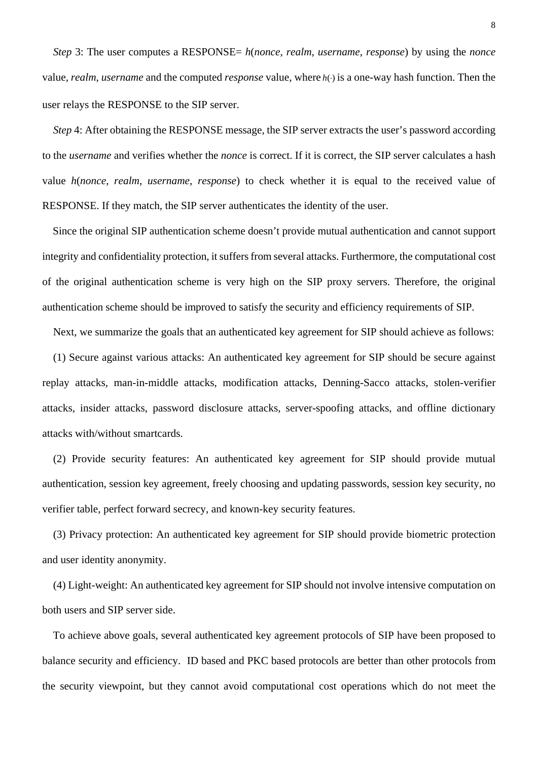*Step* 3: The user computes a RESPONSE= $h$(*nonce*, *realm*, *username*, *response*) by using the *nonce* value, *realm*, *username* and the computed *response* value, where $h(\cdot)$ is a one-way hash function. Then the user relays the RESPONSE to the SIP server.

*Step* 4: After obtaining the RESPONSE message, the SIP server extracts the user's password according to the *username* and verifies whether the *nonce* is correct. If it is correct, the SIP server calculates a hash value $h$(*nonce*, *realm*, *username*, *response*) to check whether it is equal to the received value of RESPONSE. If they match, the SIP server authenticates the identity of the user.

Since the original SIP authentication scheme doesn't provide mutual authentication and cannot support integrity and confidentiality protection, it suffers from several attacks. Furthermore, the computational cost of the original authentication scheme is very high on the SIP proxy servers. Therefore, the original authentication scheme should be improved to satisfy the security and efficiency requirements of SIP.

Next, we summarize the goals that an authenticated key agreement for SIP should achieve as follows:

(1) Secure against various attacks: An authenticated key agreement for SIP should be secure against replay attacks, man-in-middle attacks, modification attacks, Denning-Sacco attacks, stolen-verifier attacks, insider attacks, password disclosure attacks, server-spoofing attacks, and offline dictionary attacks with/without smartcards.

(2) Provide security features: An authenticated key agreement for SIP should provide mutual authentication, session key agreement, freely choosing and updating passwords, session key security, no verifier table, perfect forward secrecy, and known-key security features.

(3) Privacy protection: An authenticated key agreement for SIP should provide biometric protection and user identity anonymity.

(4) Light-weight: An authenticated key agreement for SIP should not involve intensive computation on both users and SIP server side.

To achieve above goals, several authenticated key agreement protocols of SIP have been proposed to balance security and efficiency. ID based and PKC based protocols are better than other protocols from the security viewpoint, but they cannot avoid computational cost operations which do not meet the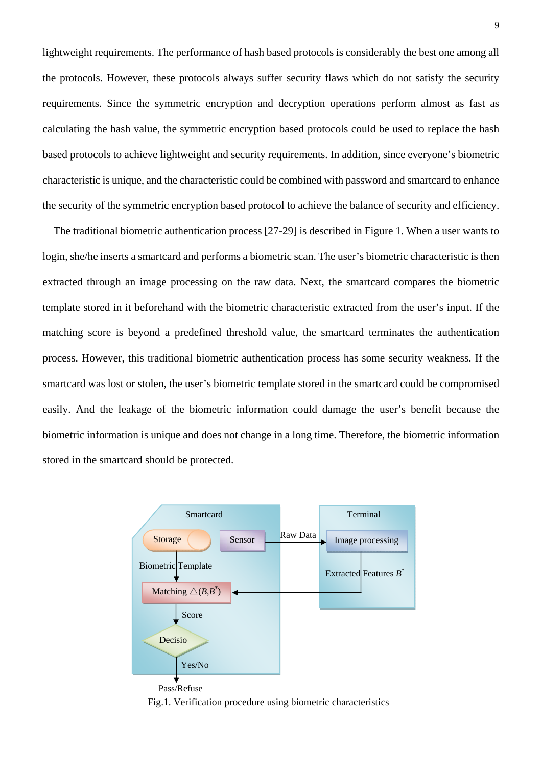lightweight requirements. The performance of hash based protocols is considerably the best one among all the protocols. However, these protocols always suffer security flaws which do not satisfy the security requirements. Since the symmetric encryption and decryption operations perform almost as fast as calculating the hash value, the symmetric encryption based protocols could be used to replace the hash based protocols to achieve lightweight and security requirements. In addition, since everyone's biometric characteristic is unique, and the characteristic could be combined with password and smartcard to enhance the security of the symmetric encryption based protocol to achieve the balance of security and efficiency.

The traditional biometric authentication process [27-29] is described in Figure 1. When a user wants to login, she/he inserts a smartcard and performs a biometric scan. The user's biometric characteristic is then extracted through an image processing on the raw data. Next, the smartcard compares the biometric template stored in it beforehand with the biometric characteristic extracted from the user's input. If the matching score is beyond a predefined threshold value, the smartcard terminates the authentication process. However, this traditional biometric authentication process has some security weakness. If the smartcard was lost or stolen, the user's biometric template stored in the smartcard could be compromised easily. And the leakage of the biometric information could damage the user's benefit because the biometric information is unique and does not change in a long time. Therefore, the biometric information stored in the smartcard should be protected.

Fig.1. Verification procedure using biometric characteristics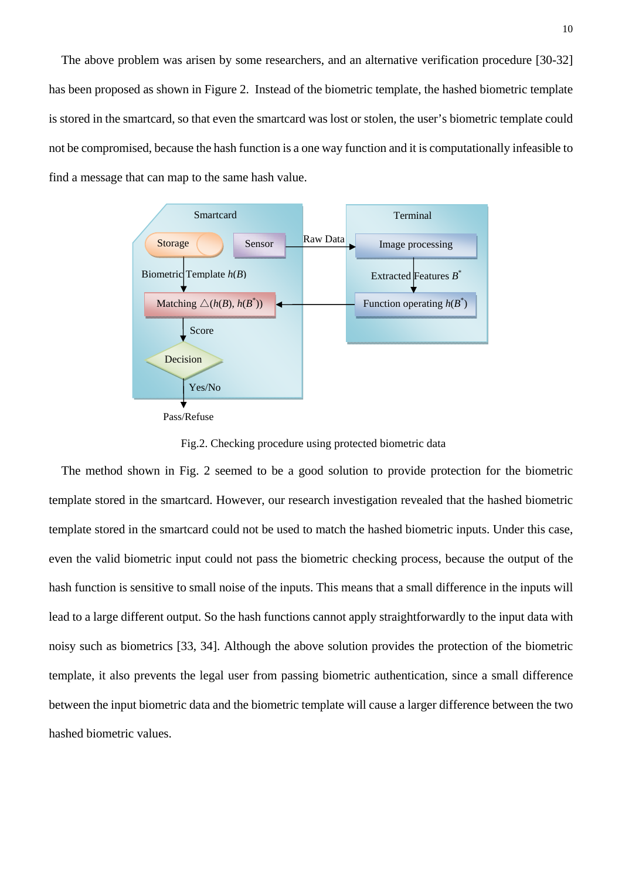The above problem was arisen by some researchers, and an alternative verification procedure [30-32] has been proposed as shown in Figure 2. Instead of the biometric template, the hashed biometric template is stored in the smartcard, so that even the smartcard was lost or stolen, the user's biometric template could not be compromised, because the hash function is a one way function and it is computationally infeasible to find a message that can map to the same hash value.

Fig.2. Checking procedure using protected biometric data

The method shown in Fig. 2 seemed to be a good solution to provide protection for the biometric template stored in the smartcard. However, our research investigation revealed that the hashed biometric template stored in the smartcard could not be used to match the hashed biometric inputs. Under this case, even the valid biometric input could not pass the biometric checking process, because the output of the hash function is sensitive to small noise of the inputs. This means that a small difference in the inputs will lead to a large different output. So the hash functions cannot apply straightforwardly to the input data with noisy such as biometrics [33, 34]. Although the above solution provides the protection of the biometric template, it also prevents the legal user from passing biometric authentication, since a small difference between the input biometric data and the biometric template will cause a larger difference between the two hashed biometric values.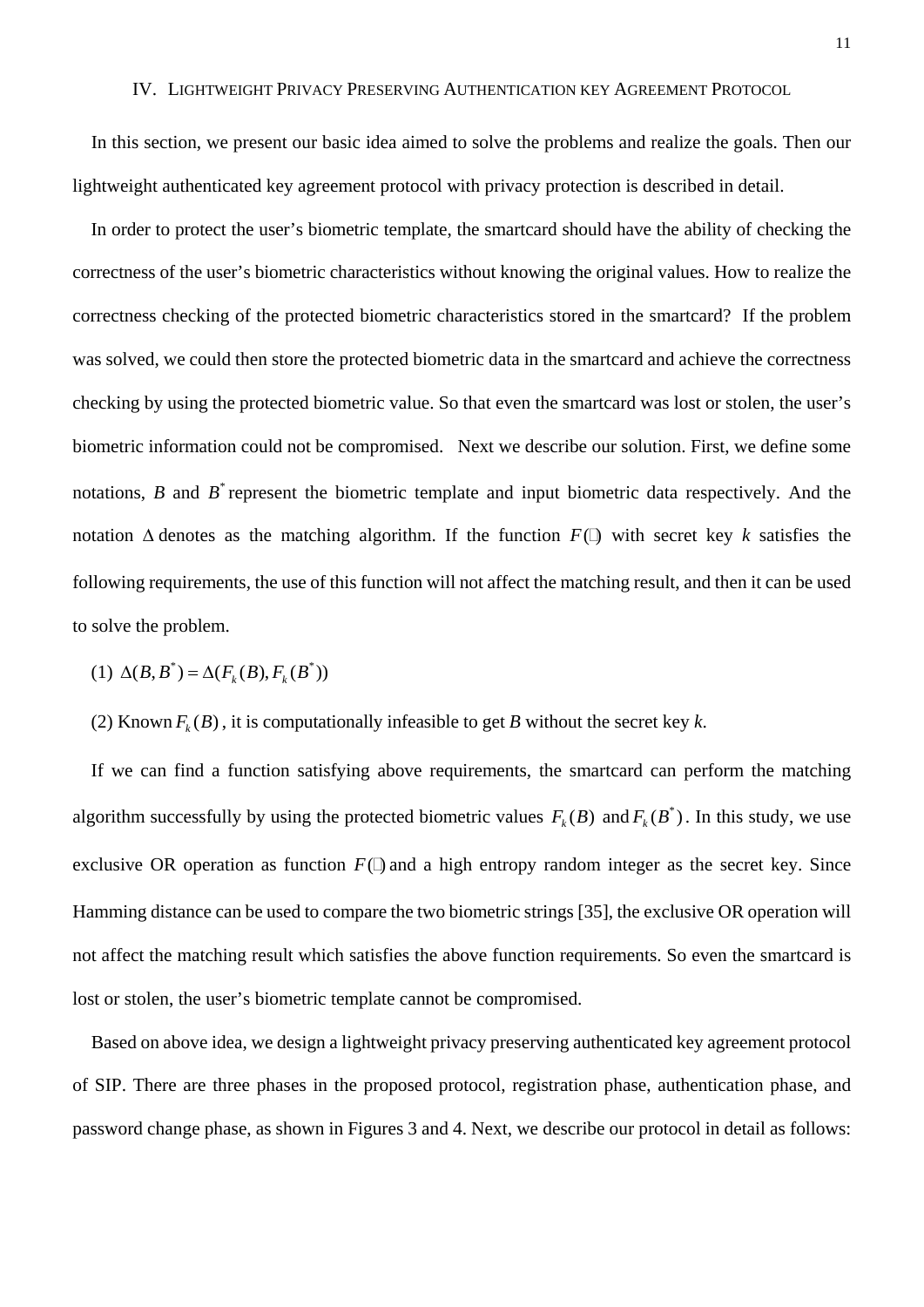## IV. Lightweight Privacy Preserving Authentication key Agreement Protocol

In this section, we present our basic idea aimed to solve the problems and realize the goals. Then our lightweight authenticated key agreement protocol with privacy protection is described in detail.

In order to protect the user's biometric template, the smartcard should have the ability of checking the correctness of the user's biometric characteristics without knowing the original values. How to realize the correctness checking of the protected biometric characteristics stored in the smartcard? If the problem was solved, we could then store the protected biometric data in the smartcard and achieve the correctness checking by using the protected biometric value. So that even the smartcard was lost or stolen, the user's biometric information could not be compromised. Next we describe our solution. First, we define some notations, $B$ and $B^*$ represent the biometric template and input biometric data respectively. And the notation $\Delta$ denotes as the matching algorithm. If the function $F(\cdot)$ with secret key $k$ satisfies the following requirements, the use of this function will not affect the matching result, and then it can be used to solve the problem.

(1) $\Delta(B, B^*) = \Delta(F_k(B), F_k(B^*))$

(2) Known $F_k(B)$, it is computationally infeasible to get $B$ without the secret key $k$.

If we can find a function satisfying above requirements, the smartcard can perform the matching algorithm successfully by using the protected biometric values $F_k(B)$ and $F_k(B^*)$. In this study, we use exclusive OR operation as function $F(\cdot)$ and a high entropy random integer as the secret key. Since Hamming distance can be used to compare the two biometric strings [35], the exclusive OR operation will not affect the matching result which satisfies the above function requirements. So even the smartcard is lost or stolen, the user's biometric template cannot be compromised.

Based on above idea, we design a lightweight privacy preserving authenticated key agreement protocol of SIP. There are three phases in the proposed protocol, registration phase, authentication phase, and password change phase, as shown in Figures 3 and 4. Next, we describe our protocol in detail as follows: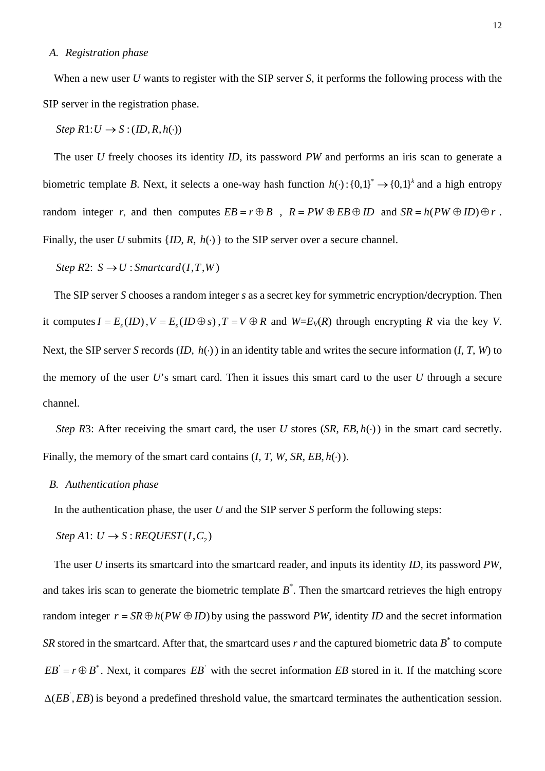### A. Registration phase

When a new user *U* wants to register with the SIP server *S*, it performs the following process with the SIP server in the registration phase.

*Step R*1: $U \rightarrow S : (ID, R, h(\cdot))$

The user *U* freely chooses its identity *ID*, its password *PW* and performs an iris scan to generate a biometric template *B*. Next, it selects a one-way hash function $h(\cdot):\{0,1\}^* \rightarrow \{0,1\}^k$ and a high entropy random integer *r*, and then computes $EB = r \oplus B$ , $R = PW \oplus EB \oplus ID$ and $SR = h(PW \oplus ID) \oplus r$ . Finally, the user *U* submits $\{ID, R, h(\cdot)\}$ to the SIP server over a secure channel.

*Step R*2: $S \rightarrow U : Smartcard(I, T, W)$

The SIP server *S* chooses a random integer *s* as a secret key for symmetric encryption/decryption. Then it computes $I = E_s(ID)$ , $V = E_s(ID \oplus s)$ , $T = V \oplus R$ and $W=E_V(R)$ through encrypting *R* via the key *V*. Next, the SIP server *S* records $(ID, h(\cdot))$ in an identity table and writes the secure information (*I*, *T*, *W*) to the memory of the user *U*'s smart card. Then it issues this smart card to the user *U* through a secure channel.

*Step R*3: After receiving the smart card, the user *U* stores $(SR, EB, h(\cdot))$ in the smart card secretly. Finally, the memory of the smart card contains $(I, T, W, SR, EB, h(\cdot))$.

### B. Authentication phase

In the authentication phase, the user *U* and the SIP server *S* perform the following steps:

*Step A*1: $U \rightarrow S : REQUEST(I, C_2)$

The user *U* inserts its smartcard into the smartcard reader, and inputs its identity *ID*, its password *PW*, and takes iris scan to generate the biometric template $B^*$. Then the smartcard retrieves the high entropy random integer $r = SR \oplus h(PW \oplus ID)$ by using the password *PW*, identity *ID* and the secret information *SR* stored in the smartcard. After that, the smartcard uses *r* and the captured biometric data $B^*$ to compute $EB^{'} = r \oplus B^*$. Next, it compares $EB^{'}$ with the secret information *EB* stored in it. If the matching score $\Delta(EB^{'}, EB)$ is beyond a predefined threshold value, the smartcard terminates the authentication session.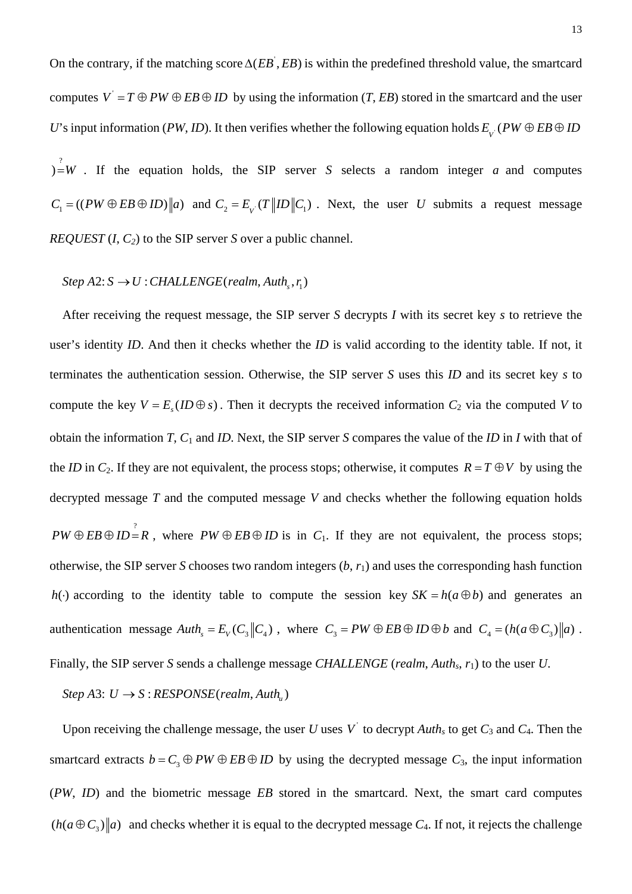On the contrary, if the matching score $\Delta(EB^{'}, EB)$ is within the predefined threshold value, the smartcard computes $V^{'} = T \oplus PW \oplus EB \oplus ID$ by using the information (*T*, *EB*) stored in the smartcard and the user *U*'s input information (*PW*, *ID*). It then verifies whether the following equation holds $E_{V^{'}}(PW \oplus EB \oplus ID) \stackrel{?}{=} W$. If the equation holds, the SIP server *S* selects a random integer *a* and computes $C_1 = ((PW \oplus EB \oplus ID) \| a)$ and $C_2 = E_{V^{'}}(T \| ID \| C_1)$. Next, the user *U* submits a request message *REQUEST* (*I*, $C_2$) to the SIP server *S* over a public channel.

*Step A*2: $S \rightarrow U : CHALLENGE(realm, Auth_s, r_1)$

After receiving the request message, the SIP server *S* decrypts *I* with its secret key *s* to retrieve the user's identity *ID*. And then it checks whether the *ID* is valid according to the identity table. If not, it terminates the authentication session. Otherwise, the SIP server *S* uses this *ID* and its secret key *s* to compute the key $V = E_s(ID \oplus s)$. Then it decrypts the received information $C_2$ via the computed *V* to obtain the information *T*, $C_1$ and *ID*. Next, the SIP server *S* compares the value of the *ID* in *I* with that of the *ID* in $C_2$. If they are not equivalent, the process stops; otherwise, it computes $R = T \oplus V$ by using the decrypted message *T* and the computed message *V* and checks whether the following equation holds $PW \oplus EB \oplus ID \stackrel{?}{=} R$, where $PW \oplus EB \oplus ID$ is in $C_1$. If they are not equivalent, the process stops; otherwise, the SIP server *S* chooses two random integers (*b*, $r_1$) and uses the corresponding hash function $h(\cdot)$ according to the identity table to compute the session key $SK = h(a \oplus b)$ and generates an authentication message $Auth_s = E_V(C_3 \| C_4)$, where $C_3 = PW \oplus EB \oplus ID \oplus b$ and $C_4 = (h(a \oplus C_3) \| a)$. Finally, the SIP server *S* sends a challenge message *CHALLENGE* (*realm*, $Auth_s$, $r_1$) to the user *U*.

*Step A*3: $U \rightarrow S : RESPONSE(realm, Auth_u)$

Upon receiving the challenge message, the user *U* uses $V^{'}$ to decrypt $Auth_s$ to get $C_3$ and $C_4$. Then the smartcard extracts $b = C_3 \oplus PW \oplus EB \oplus ID$ by using the decrypted message $C_3$, the input information (*PW*, *ID*) and the biometric message *EB* stored in the smartcard. Next, the smart card computes $(h(a \oplus C_3) \| a)$ and checks whether it is equal to the decrypted message $C_4$. If not, it rejects the challenge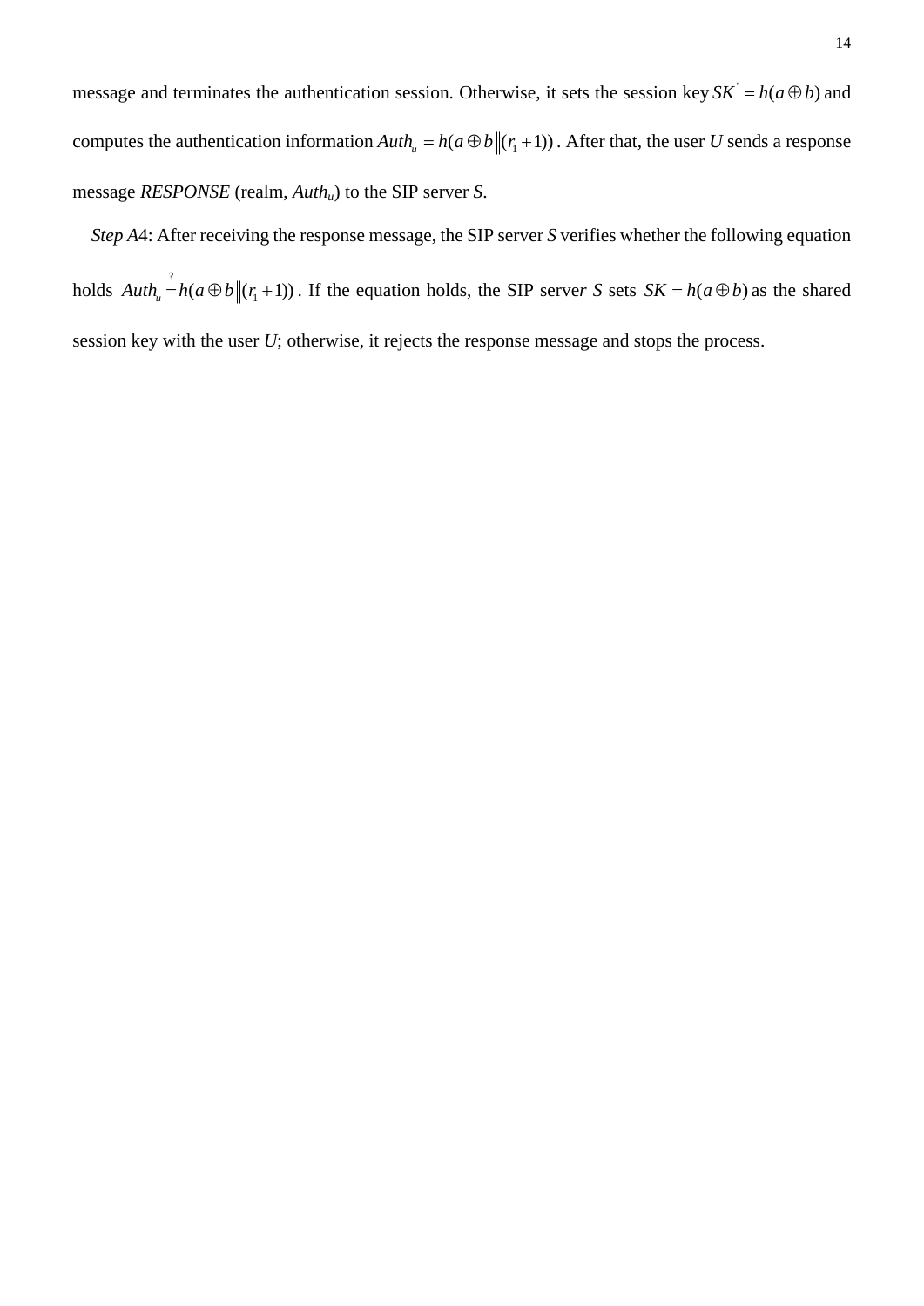message and terminates the authentication session. Otherwise, it sets the session key $SK' = h(a \oplus b)$ and computes the authentication information $Auth_u = h(a \oplus b \| (r_1 + 1))$. After that, the user *U* sends a response message *RESPONSE* (realm, $Auth_u$) to the SIP server *S*.

*Step A*4: After receiving the response message, the SIP server *S* verifies whether the following equation holds $Auth_u \stackrel{?}{=} h(a \oplus b \| (r_1 + 1))$. If the equation holds, the SIP server *S* sets $SK = h(a \oplus b)$ as the shared session key with the user *U*; otherwise, it rejects the response message and stops the process.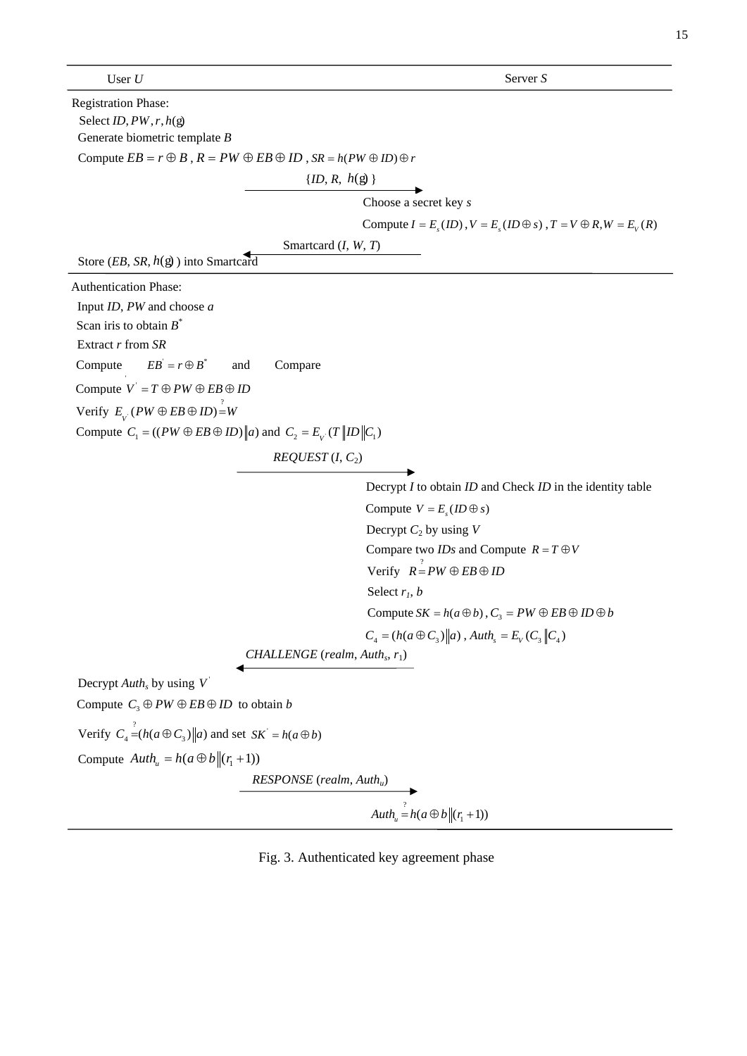| User $U$ | | Server $S$ |
|---|---|---|
| Registration Phase: | | |
| Select $ID, PW, r, h(g)$ | | |
| Generate biometric template $B$ | | |
| Compute $EB = r \oplus B$ , $R = PW \oplus EB \oplus ID$ , $SR = h(PW \oplus ID) \oplus r$ | | |
| | $\{ID, R, h(g)\}$ → | |
| | | Choose a secret key $s$ |
| | | Compute $I = E_s(ID)$ , $V = E_s(ID \oplus s)$ , $T = V \oplus R$, $W = E_V(R)$ |
| | ← Smartcard $(I, W, T)$ | |
| Store $(EB, SR, h(g))$ into Smartcard | | |
| Authentication Phase: | | |
| Input $ID$, $PW$ and choose $a$ | | |
| Scan iris to obtain $B^*$ | | |
| Extract $r$ from $SR$ | | |
| Compute $EB' = r \oplus B^*$ and Compare | | |
| Compute $V' = T \oplus PW \oplus EB \oplus ID$ | | |
| Verify $E_{V'}(PW \oplus EB \oplus ID) \overset{?}{=} W$ | | |
| Compute $C_1 = ((PW \oplus EB \oplus ID) \| a)$ and $C_2 = E_{V'}(T \| ID \| C_1)$ | | |
| | *REQUEST* $(I, C_2)$ → | |
| | | Decrypt $I$ to obtain $ID$ and Check $ID$ in the identity table |
| | | Compute $V = E_s(ID \oplus s)$ |
| | | Decrypt $C_2$ by using $V$ |
| | | Compare two $IDs$ and Compute $R = T \oplus V$ |
| | | Verify $R \overset{?}{=} PW \oplus EB \oplus ID$ |
| | | Select $r_1$, $b$ |
| | | Compute $SK = h(a \oplus b)$ , $C_3 = PW \oplus EB \oplus ID \oplus b$ |
| | | $C_4 = (h(a \oplus C_3) \| a)$ , $Auth_s = E_V(C_3 \| C_4)$ |
| | ← *CHALLENGE* $(realm, Auth_s, r_1)$ | |
| Decrypt $Auth_s$ by using $V'$ | | |
| Compute $C_3 \oplus PW \oplus EB \oplus ID$ to obtain $b$ | | |
| Verify $C_4 \overset{?}{=} (h(a \oplus C_3) \| a)$ and set $SK' = h(a \oplus b)$ | | |
| Compute $Auth_u = h(a \oplus b \| (r_1 + 1))$ | | |
| | *RESPONSE* $(realm, Auth_u)$ → | |
| | | $Auth_u \overset{?}{=} h(a \oplus b \| (r_1 + 1))$ |

Fig. 3. Authenticated key agreement phase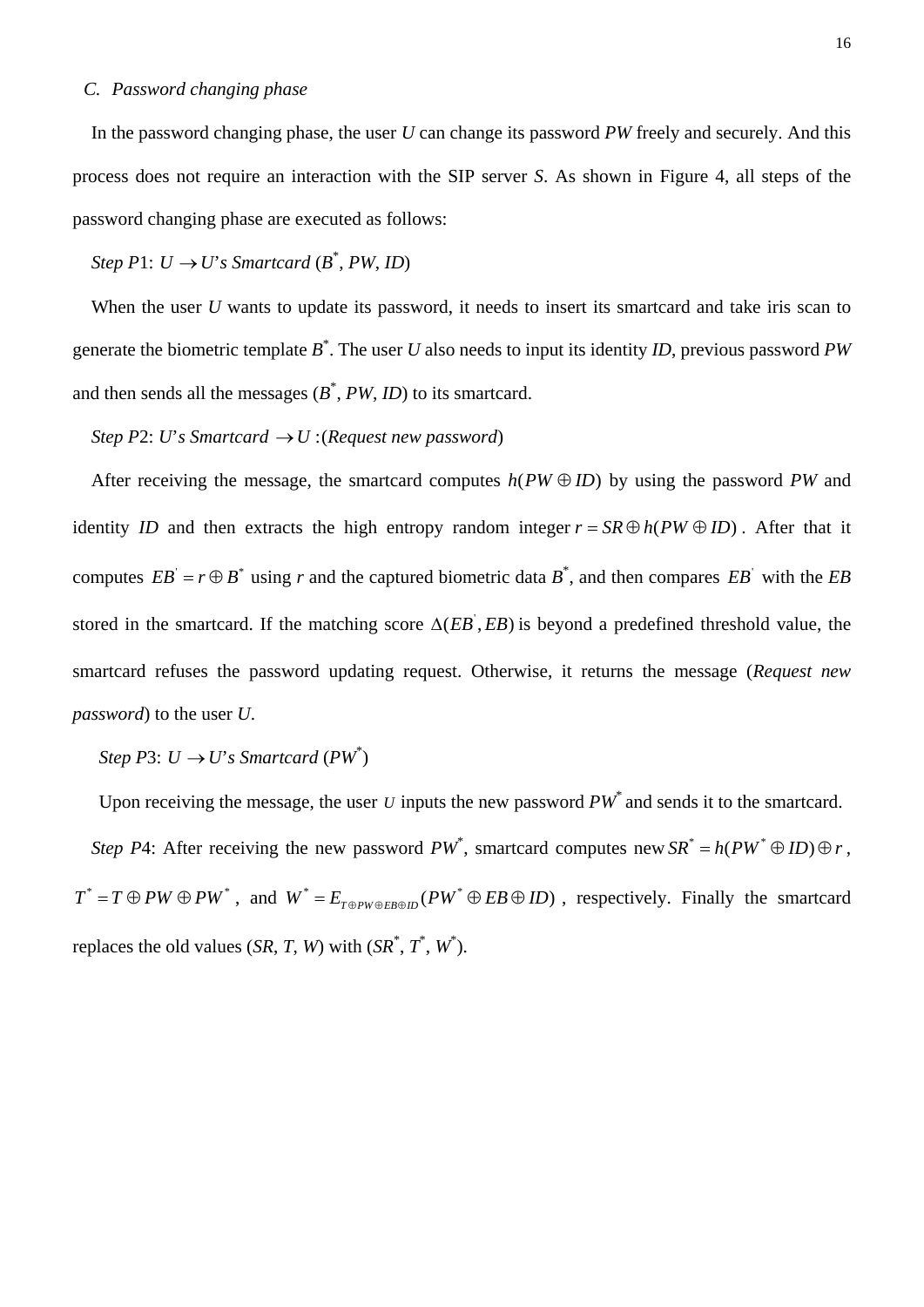### C. *Password changing phase*

In the password changing phase, the user $U$ can change its password $PW$ freely and securely. And this process does not require an interaction with the SIP server $S$. As shown in Figure 4, all steps of the password changing phase are executed as follows:

*Step P*1: $U \rightarrow U$*'s Smartcard* ($B^*$, $PW$, $ID$)

When the user $U$ wants to update its password, it needs to insert its smartcard and take iris scan to generate the biometric template $B^*$. The user $U$ also needs to input its identity $ID$, previous password $PW$ and then sends all the messages ($B^*$, $PW$, $ID$) to its smartcard.

*Step P*2: $U$*'s Smartcard* $\rightarrow U$ :(*Request new password*)

After receiving the message, the smartcard computes $h(PW \oplus ID)$ by using the password $PW$ and identity $ID$ and then extracts the high entropy random integer $r = SR \oplus h(PW \oplus ID)$. After that it computes $EB' = r \oplus B^*$ using $r$ and the captured biometric data $B^*$, and then compares $EB'$ with the $EB$ stored in the smartcard. If the matching score $\Delta(EB', EB)$ is beyond a predefined threshold value, the smartcard refuses the password updating request. Otherwise, it returns the message (*Request new password*) to the user $U$.

*Step P*3: $U \rightarrow U$*'s Smartcard* ($PW^*$)

Upon receiving the message, the user $U$ inputs the new password $PW^*$ and sends it to the smartcard.

*Step P*4: After receiving the new password $PW^*$, smartcard computes new $SR^* = h(PW^* \oplus ID) \oplus r$, $T^* = T \oplus PW \oplus PW^*$, and $W^* = E_{T \oplus PW \oplus EB \oplus ID}(PW^* \oplus EB \oplus ID)$, respectively. Finally the smartcard replaces the old values ($SR$, $T$, $W$) with ($SR^*$, $T^*$, $W^*$).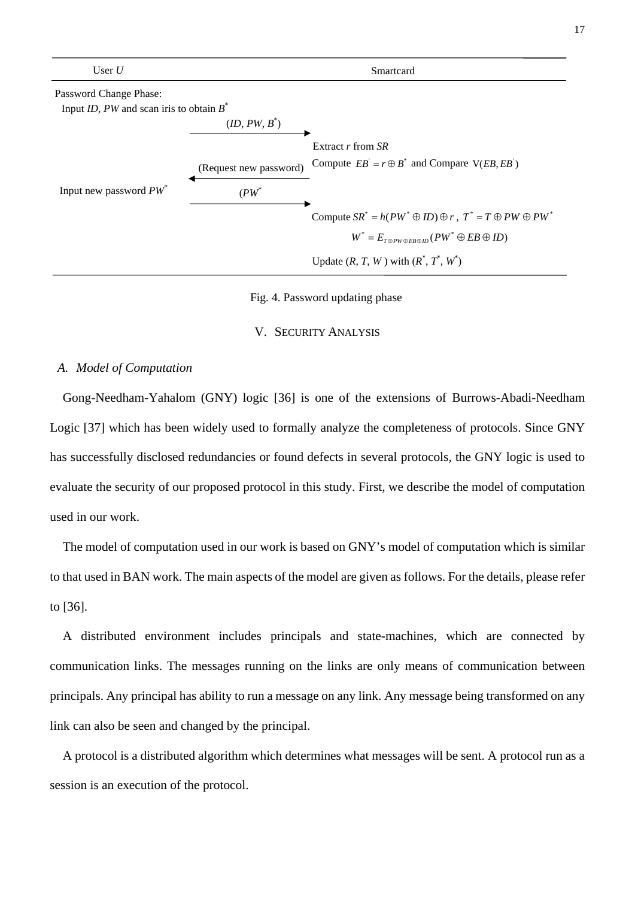| User $U$ | | Smartcard |
|---|---|---|
| Password Change Phase: | | |
| Input $ID$, $PW$ and scan iris to obtain $B^*$ | $(ID, PW, B^*)$ → | |
| | | Extract $r$ from $SR$ |
| | ← (Request new password) | Compute $EB^{'} = r \oplus B^*$ and Compare $\text{V}(EB, EB^{'})$ |
| Input new password $PW^*$ | $(PW^*$ → | |
| | | Compute $SR^* = h(PW^* \oplus ID) \oplus r$ , $T^* = T \oplus PW \oplus PW^*$ |
| | | $W^* = E_{T \oplus PW \oplus EB \oplus ID}(PW^* \oplus EB \oplus ID)$ |
| | | Update $(R, T, W)$ with $(R^*, T^*, W^*)$ |

Fig. 4. Password updating phase

## V. Security Analysis

### A. Model of Computation

Gong-Needham-Yahalom (GNY) logic [36] is one of the extensions of Burrows-Abadi-Needham Logic [37] which has been widely used to formally analyze the completeness of protocols. Since GNY has successfully disclosed redundancies or found defects in several protocols, the GNY logic is used to evaluate the security of our proposed protocol in this study. First, we describe the model of computation used in our work.

The model of computation used in our work is based on GNY's model of computation which is similar to that used in BAN work. The main aspects of the model are given as follows. For the details, please refer to [36].

A distributed environment includes principals and state-machines, which are connected by communication links. The messages running on the links are only means of communication between principals. Any principal has ability to run a message on any link. Any message being transformed on any link can also be seen and changed by the principal.

A protocol is a distributed algorithm which determines what messages will be sent. A protocol run as a session is an execution of the protocol.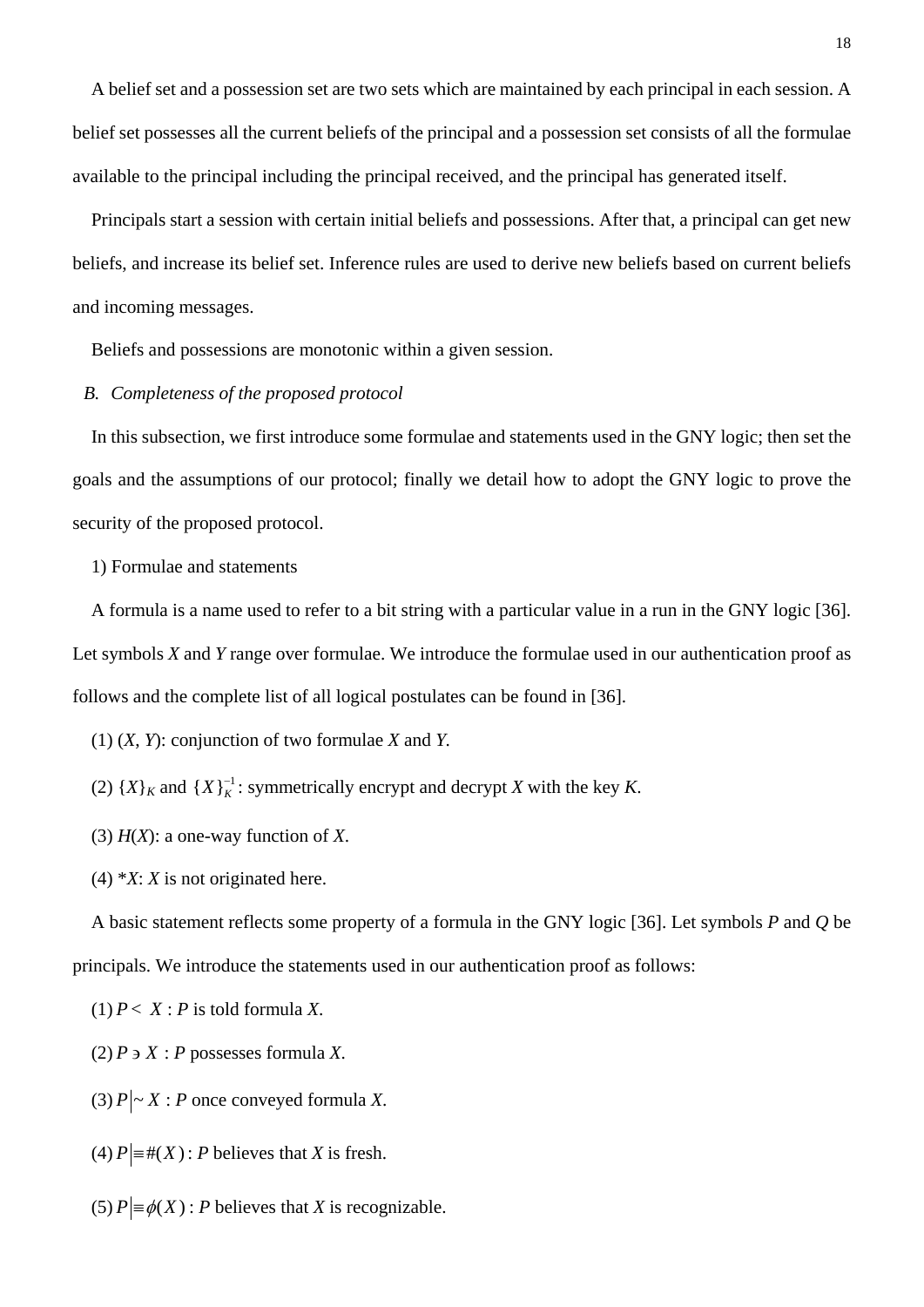A belief set and a possession set are two sets which are maintained by each principal in each session. A belief set possesses all the current beliefs of the principal and a possession set consists of all the formulae available to the principal including the principal received, and the principal has generated itself.

Principals start a session with certain initial beliefs and possessions. After that, a principal can get new beliefs, and increase its belief set. Inference rules are used to derive new beliefs based on current beliefs and incoming messages.

Beliefs and possessions are monotonic within a given session.

### *B. Completeness of the proposed protocol*

In this subsection, we first introduce some formulae and statements used in the GNY logic; then set the goals and the assumptions of our protocol; finally we detail how to adopt the GNY logic to prove the security of the proposed protocol.

1) Formulae and statements

A formula is a name used to refer to a bit string with a particular value in a run in the GNY logic [36]. Let symbols *X* and *Y* range over formulae. We introduce the formulae used in our authentication proof as follows and the complete list of all logical postulates can be found in [36].

(1) $(X, Y)$: conjunction of two formulae *X* and *Y*.

(2) $\{X\}_K$ and $\{X\}_K^{-1}$: symmetrically encrypt and decrypt *X* with the key *K*.

(3) $H(X)$: a one-way function of *X*.

(4) $*X$: *X* is not originated here.

A basic statement reflects some property of a formula in the GNY logic [36]. Let symbols *P* and *Q* be principals. We introduce the statements used in our authentication proof as follows:

(1) $P \triangleleft X$ : *P* is told formula *X*.

(2) $P \ni X$ : *P* possesses formula *X*.

(3) $P |\sim X$ : *P* once conveyed formula *X*.

(4) $P |\equiv \#(X)$ : *P* believes that *X* is fresh.

(5) $P |\equiv \phi(X)$ : *P* believes that *X* is recognizable.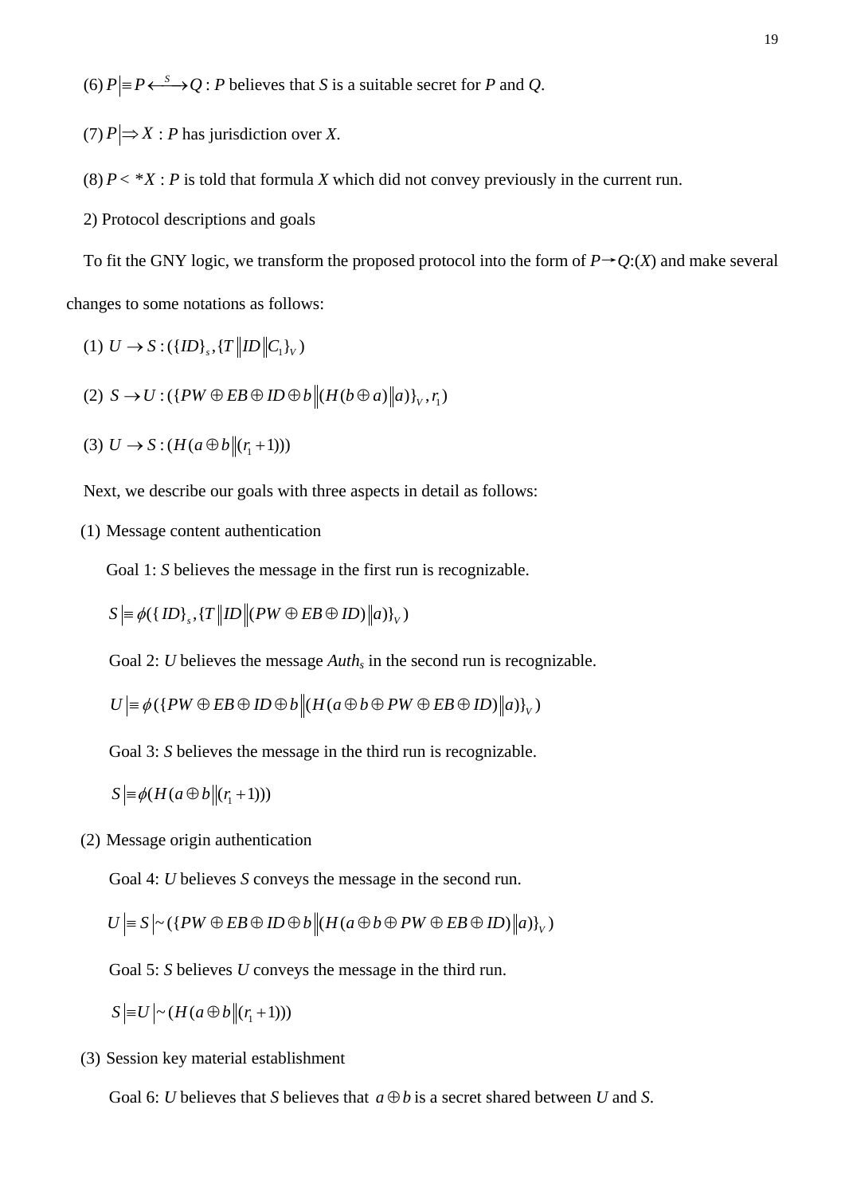(6) $P \mid\equiv P \overset{S}{\longleftrightarrow} Q$ : *P* believes that *S* is a suitable secret for *P* and *Q*.

(7) $P \mid\Rightarrow X$ : *P* has jurisdiction over *X*.

(8) $P \lhd *X$ : *P* is told that formula *X* which did not convey previously in the current run.

2) Protocol descriptions and goals

To fit the GNY logic, we transform the proposed protocol into the form of $P \rightarrow Q$:($X$) and make several changes to some notations as follows:

(1) $U \rightarrow S : (\{ID\}_s, \{T \| ID \| C_1\}_V)$

(2) $S \rightarrow U : (\{PW \oplus EB \oplus ID \oplus b \| (H(b \oplus a) \| a)\}_V, r_1)$

(3) $U \rightarrow S : (H(a \oplus b \| (r_1 + 1)))$

Next, we describe our goals with three aspects in detail as follows:

(1) Message content authentication

Goal 1: *S* believes the message in the first run is recognizable.

$S \mid\equiv \phi(\{ID\}_s, \{T \| ID \| (PW \oplus EB \oplus ID) \| a)\}_V)$

Goal 2: *U* believes the message $Auth_s$ in the second run is recognizable.

$U \mid\equiv \phi(\{PW \oplus EB \oplus ID \oplus b \| (H(a \oplus b \oplus PW \oplus EB \oplus ID) \| a)\}_V)$

Goal 3: *S* believes the message in the third run is recognizable.

$S \mid\equiv \phi(H(a \oplus b \| (r_1 + 1)))$

(2) Message origin authentication

Goal 4: *U* believes *S* conveys the message in the second run.

$U \mid\equiv S \mid\sim (\{PW \oplus EB \oplus ID \oplus b \| (H(a \oplus b \oplus PW \oplus EB \oplus ID) \| a)\}_V)$

Goal 5: *S* believes *U* conveys the message in the third run.

$S \mid\equiv U \mid\sim (H(a \oplus b \| (r_1 + 1)))$

(3) Session key material establishment

Goal 6: *U* believes that *S* believes that $a \oplus b$ is a secret shared between *U* and *S*.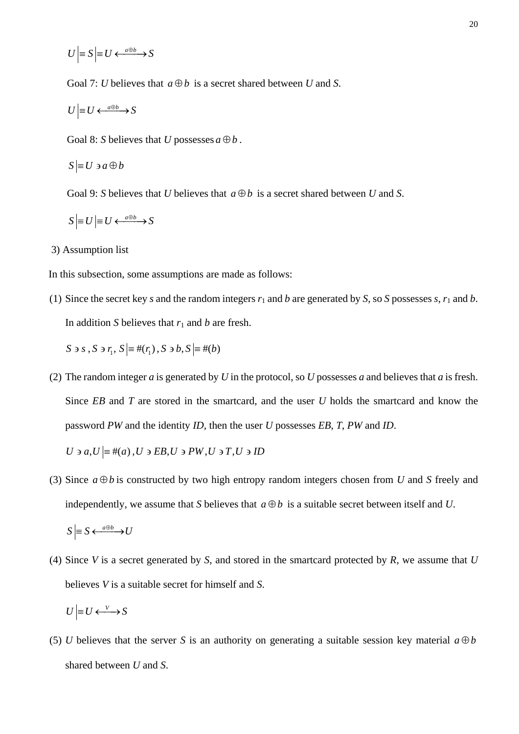$$U \mid\equiv S \mid\equiv U \xleftrightarrow{a \oplus b} S$$

Goal 7: *U* believes that $a \oplus b$ is a secret shared between *U* and *S*.

$$U \mid\equiv U \xleftrightarrow{a \oplus b} S$$

Goal 8: *S* believes that *U* possesses $a \oplus b$ .

$$S \mid\equiv U \ni a \oplus b$$

Goal 9: *S* believes that *U* believes that $a \oplus b$ is a secret shared between *U* and *S*.

$$S \mid\equiv U \mid\equiv U \xleftrightarrow{a \oplus b} S$$

3) Assumption list

In this subsection, some assumptions are made as follows:

(1) Since the secret key *s* and the random integers $r_1$ and *b* are generated by *S*, so *S* possesses *s*, $r_1$ and *b*. In addition *S* believes that $r_1$ and *b* are fresh.

$$S \ni s\ , S \ni r_1,\ S \mid\equiv \#(r_1)\ , S \ni b, S \mid\equiv \#(b)$$

(2) The random integer *a* is generated by *U* in the protocol, so *U* possesses *a* and believes that *a* is fresh. Since *EB* and *T* are stored in the smartcard, and the user *U* holds the smartcard and know the password *PW* and the identity *ID*, then the user *U* possesses *EB*, *T*, *PW* and *ID*.

$$U \ni a, U \mid\equiv \#(a)\ , U \ni EB, U \ni PW\ , U \ni T\ , U \ni ID$$

(3) Since $a \oplus b$ is constructed by two high entropy random integers chosen from *U* and *S* freely and independently, we assume that *S* believes that $a \oplus b$ is a suitable secret between itself and *U*.

$$S \mid\equiv S \xleftrightarrow{a \oplus b} U$$

(4) Since *V* is a secret generated by *S*, and stored in the smartcard protected by *R*, we assume that *U* believes *V* is a suitable secret for himself and *S*.

$$U \mid\equiv U \xleftrightarrow{V} S$$

(5) *U* believes that the server *S* is an authority on generating a suitable session key material $a \oplus b$ shared between *U* and *S*.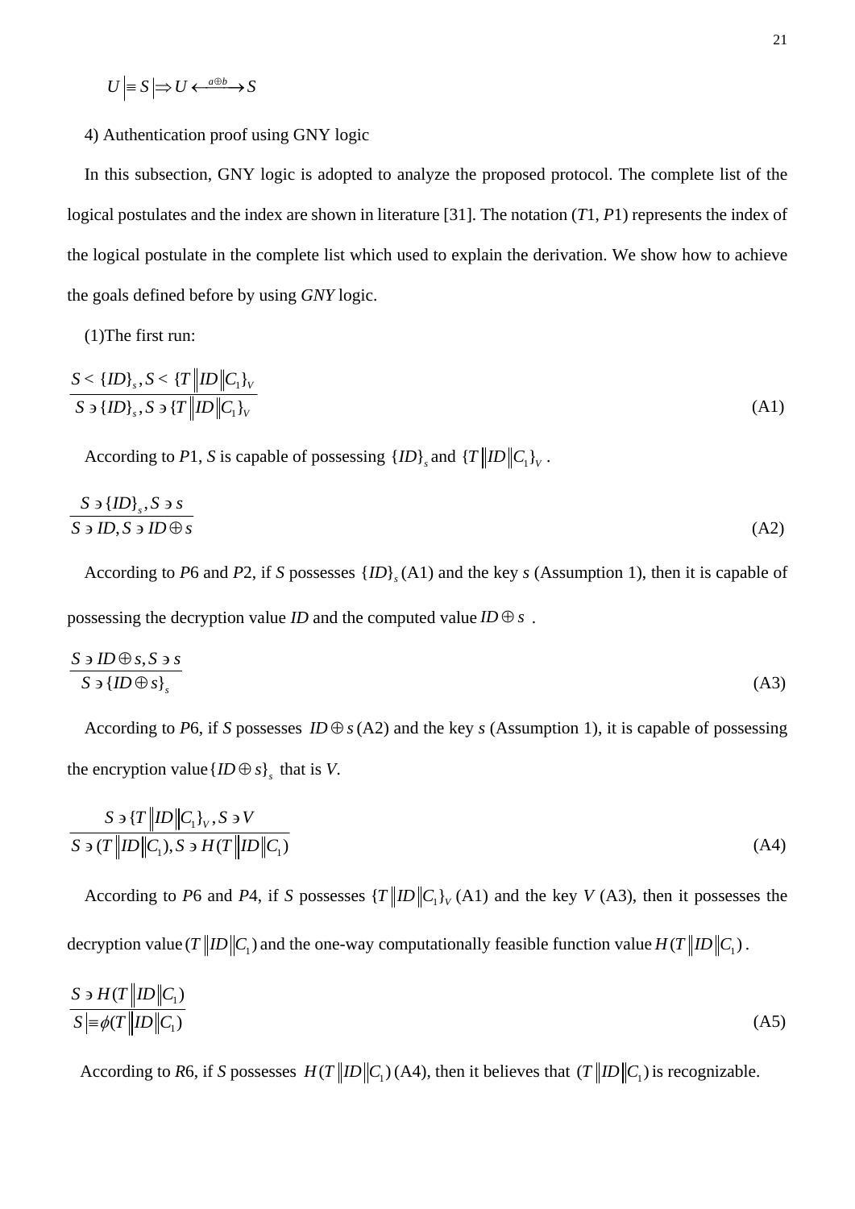$$U \mid\equiv S \mid\Rightarrow U \stackrel{a \oplus b}{\longleftrightarrow} S$$

4) Authentication proof using GNY logic

In this subsection, GNY logic is adopted to analyze the proposed protocol. The complete list of the logical postulates and the index are shown in literature [31]. The notation ($T1$, $P1$) represents the index of the logical postulate in the complete list which used to explain the derivation. We show how to achieve the goals defined before by using *GNY* logic.

(1)The first run:

$$\frac{S \lhd \{ID\}_s, S \lhd \{T \| ID \| C_1\}_V}{S \ni \{ID\}_s, S \ni \{T \| ID \| C_1\}_V} \tag{A1}$$

According to $P1$, $S$ is capable of possessing $\{ID\}_s$ and $\{T \| ID \| C_1\}_V$.

$$\frac{S \ni \{ID\}_s, S \ni s}{S \ni ID, S \ni ID \oplus s} \tag{A2}$$

According to $P6$ and $P2$, if $S$ possesses $\{ID\}_s$ (A1) and the key $s$ (Assumption 1), then it is capable of possessing the decryption value $ID$ and the computed value $ID \oplus s$ .

$$\frac{S \ni ID \oplus s, S \ni s}{S \ni \{ID \oplus s\}_s} \tag{A3}$$

According to $P6$, if $S$ possesses $ID \oplus s$ (A2) and the key $s$ (Assumption 1), it is capable of possessing the encryption value $\{ID \oplus s\}_s$ that is $V$.

$$\frac{S \ni \{T \| ID \| C_1\}_V, S \ni V}{S \ni (T \| ID \| C_1), S \ni H(T \| ID \| C_1)} \tag{A4}$$

According to $P6$ and $P4$, if $S$ possesses $\{T \| ID \| C_1\}_V$ (A1) and the key $V$ (A3), then it possesses the decryption value $(T \| ID \| C_1)$ and the one-way computationally feasible function value $H(T \| ID \| C_1)$.

$$\frac{S \ni H(T \| ID \| C_1)}{S \mid\equiv \phi(T \| ID \| C_1)} \tag{A5}$$

According to $R6$, if $S$ possesses $H(T \| ID \| C_1)$ (A4), then it believes that $(T \| ID \| C_1)$ is recognizable.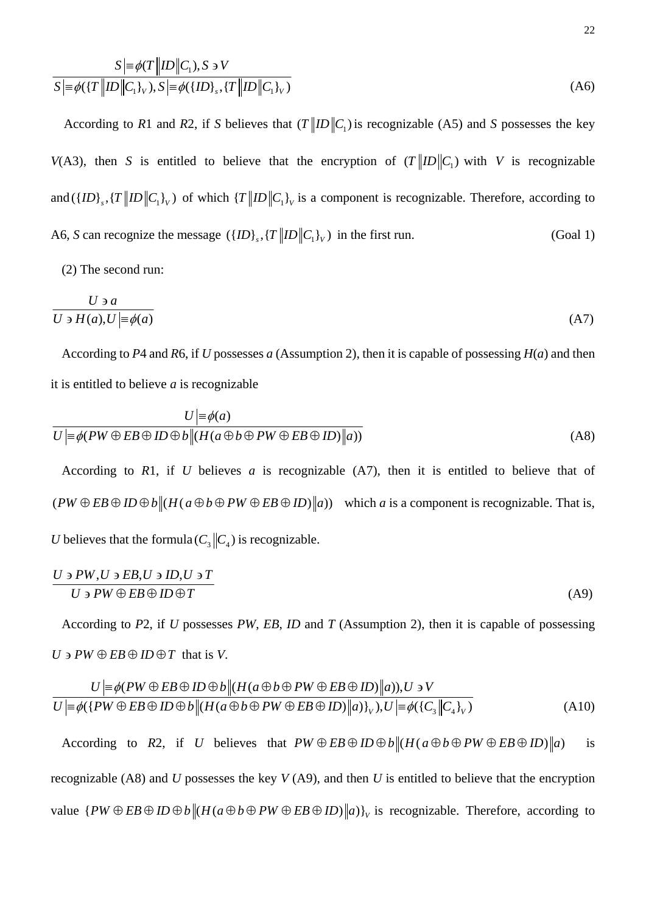$$\frac{S|\equiv\phi(T\|ID\|C_1), S\ni V}{S|\equiv\phi(\{T\|ID\|C_1\}_V), S|\equiv\phi(\{ID\}_s, \{T\|ID\|C_1\}_V)} \tag{A6}$$

According to *R*1 and *R*2, if *S* believes that $(T\|ID\|C_1)$ is recognizable (A5) and *S* possesses the key *V*(A3), then *S* is entitled to believe that the encryption of $(T\|ID\|C_1)$ with *V* is recognizable and $(\{ID\}_s, \{T\|ID\|C_1\}_V)$ of which $\{T\|ID\|C_1\}_V$ is a component is recognizable. Therefore, according to A6, *S* can recognize the message $(\{ID\}_s, \{T\|ID\|C_1\}_V)$ in the first run. (Goal 1)

(2) The second run:

$$\frac{U\ni a}{U\ni H(a), U|\equiv\phi(a)} \tag{A7}$$

According to *P*4 and *R*6, if *U* possesses *a* (Assumption 2), then it is capable of possessing *H*(*a*) and then it is entitled to believe *a* is recognizable

$$\frac{U|\equiv\phi(a)}{U|\equiv\phi(PW\oplus EB\oplus ID\oplus b\|(H(a\oplus b\oplus PW\oplus EB\oplus ID)\|a))} \tag{A8}$$

According to *R*1, if *U* believes *a* is recognizable (A7), then it is entitled to believe that of $(PW\oplus EB\oplus ID\oplus b\|(H(a\oplus b\oplus PW\oplus EB\oplus ID)\|a))$ which *a* is a component is recognizable. That is, *U* believes that the formula $(C_3\|C_4)$ is recognizable.

$$\frac{U\ni PW, U\ni EB, U\ni ID, U\ni T}{U\ni PW\oplus EB\oplus ID\oplus T} \tag{A9}$$

According to *P*2, if *U* possesses *PW*, *EB*, *ID* and *T* (Assumption 2), then it is capable of possessing $U\ni PW\oplus EB\oplus ID\oplus T$ that is *V*.

$$\frac{U|\equiv\phi(PW\oplus EB\oplus ID\oplus b\|(H(a\oplus b\oplus PW\oplus EB\oplus ID)\|a)), U\ni V}{U|\equiv\phi(\{PW\oplus EB\oplus ID\oplus b\|(H(a\oplus b\oplus PW\oplus EB\oplus ID)\|a)\}_V), U|\equiv\phi(\{C_3\|C_4\}_V)} \tag{A10}$$

According to *R*2, if *U* believes that $PW\oplus EB\oplus ID\oplus b\|(H(a\oplus b\oplus PW\oplus EB\oplus ID)\|a)$ is recognizable (A8) and *U* possesses the key *V* (A9), and then *U* is entitled to believe that the encryption value $\{PW\oplus EB\oplus ID\oplus b\|(H(a\oplus b\oplus PW\oplus EB\oplus ID)\|a)\}_V$ is recognizable. Therefore, according to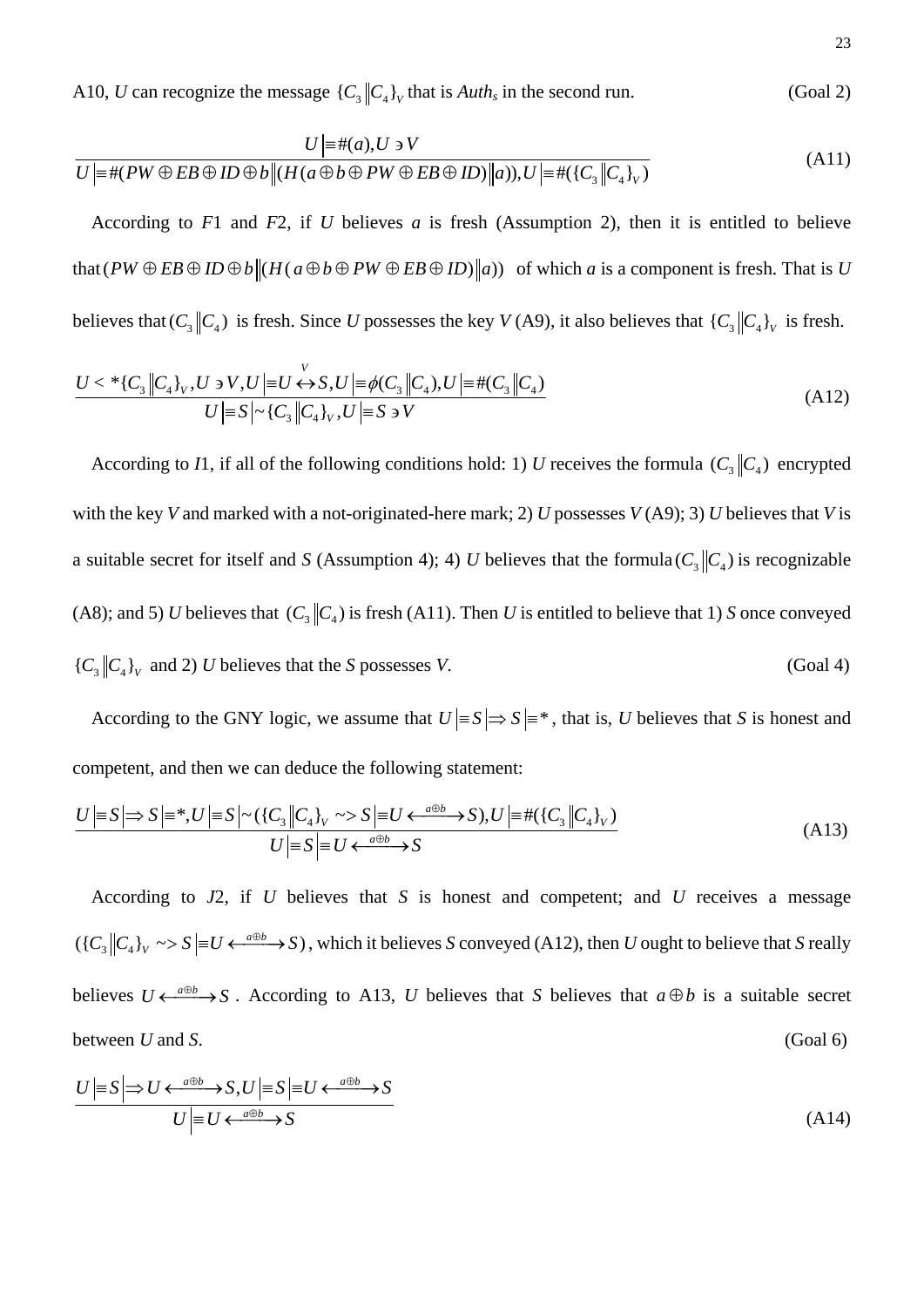A10, $U$ can recognize the message $\{C_3 \| C_4\}_V$ that is $Auth_s$ in the second run. (Goal 2)

$$\frac{U \mid\equiv \#(a), U \ni V}{U \mid\equiv \#(PW \oplus EB \oplus ID \oplus b \| (H(a \oplus b \oplus PW \oplus EB \oplus ID) \| a)), U \mid\equiv \#(\{C_3 \| C_4\}_V)} \tag{A11}$$

According to $F1$ and $F2$, if $U$ believes $a$ is fresh (Assumption 2), then it is entitled to believe that $(PW \oplus EB \oplus ID \oplus b \| (H(a \oplus b \oplus PW \oplus EB \oplus ID) \| a))$ of which $a$ is a component is fresh. That is $U$ believes that $(C_3 \| C_4)$ is fresh. Since $U$ possesses the key $V$ (A9), it also believes that $\{C_3 \| C_4\}_V$ is fresh.

$$\frac{U \triangleleft *\{C_3 \| C_4\}_V, U \ni V, U \mid\equiv U \overset{V}{\leftrightarrow} S, U \mid\equiv \phi(C_3 \| C_4), U \mid\equiv \#(C_3 \| C_4)}{U \mid\equiv S \mid\sim \{C_3 \| C_4\}_V, U \mid\equiv S \ni V} \tag{A12}$$

According to $I1$, if all of the following conditions hold: 1) $U$ receives the formula $(C_3 \| C_4)$ encrypted with the key $V$ and marked with a not-originated-here mark; 2) $U$ possesses $V$ (A9); 3) $U$ believes that $V$ is a suitable secret for itself and $S$ (Assumption 4); 4) $U$ believes that the formula $(C_3 \| C_4)$ is recognizable (A8); and 5) $U$ believes that $(C_3 \| C_4)$ is fresh (A11). Then $U$ is entitled to believe that 1) $S$ once conveyed $\{C_3 \| C_4\}_V$ and 2) $U$ believes that the $S$ possesses $V$. (Goal 4)

According to the GNY logic, we assume that $U \mid\equiv S \mid\Rightarrow S \mid\equiv *$, that is, $U$ believes that $S$ is honest and competent, and then we can deduce the following statement:

$$\frac{U \mid\equiv S \mid\Rightarrow S \mid\equiv *, U \mid\equiv S \mid\sim (\{C_3 \| C_4\}_V \leadsto S \mid\equiv U \overset{a \oplus b}{\longleftrightarrow} S), U \mid\equiv \#(\{C_3 \| C_4\}_V)}{U \mid\equiv S \mid\equiv U \overset{a \oplus b}{\longleftrightarrow} S} \tag{A13}$$

According to $J2$, if $U$ believes that $S$ is honest and competent; and $U$ receives a message $(\{C_3 \| C_4\}_V \leadsto S \mid\equiv U \overset{a \oplus b}{\longleftrightarrow} S)$, which it believes $S$ conveyed (A12), then $U$ ought to believe that $S$ really believes $U \overset{a \oplus b}{\longleftrightarrow} S$. According to A13, $U$ believes that $S$ believes that $a \oplus b$ is a suitable secret between $U$ and $S$. (Goal 6)

$$\frac{U \mid\equiv S \mid\Rightarrow U \overset{a \oplus b}{\longleftrightarrow} S, U \mid\equiv S \mid\equiv U \overset{a \oplus b}{\longleftrightarrow} S}{U \mid\equiv U \overset{a \oplus b}{\longleftrightarrow} S} \tag{A14}$$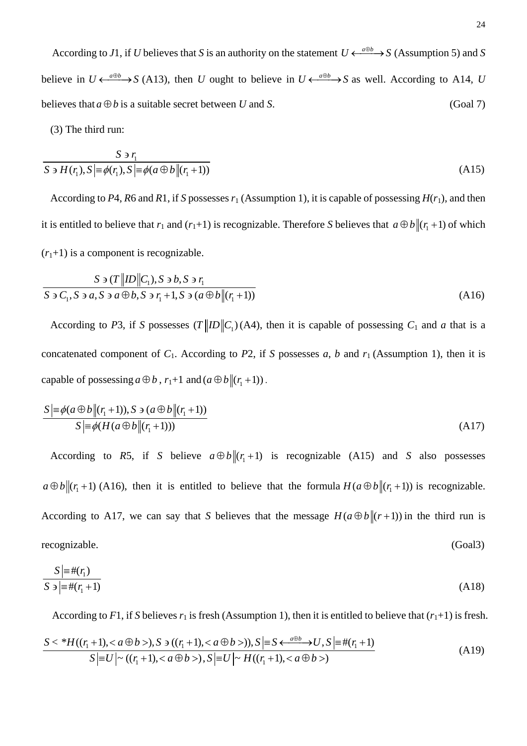According to $J1$, if $U$ believes that $S$ is an authority on the statement $U \xleftrightarrow{a \oplus b} S$ (Assumption 5) and $S$ believe in $U \xleftrightarrow{a \oplus b} S$ (A13), then $U$ ought to believe in $U \xleftrightarrow{a \oplus b} S$ as well. According to A14, $U$ believes that $a \oplus b$ is a suitable secret between $U$ and $S$. (Goal 7)

(3) The third run:

$$\frac{S \ni r_1}{S \ni H(r_1), S \mid\equiv \phi(r_1), S \mid\equiv \phi(a \oplus b \| (r_1 + 1))} \tag{A15}$$

According to $P4$, $R6$ and $R1$, if $S$ possesses $r_1$ (Assumption 1), it is capable of possessing $H(r_1)$, and then it is entitled to believe that $r_1$ and ($r_1$+1) is recognizable. Therefore $S$ believes that $a \oplus b \| (r_1 + 1)$ of which ($r_1$+1) is a component is recognizable.

$$\frac{S \ni (T \| ID \| C_1), S \ni b, S \ni r_1}{S \ni C_1, S \ni a, S \ni a \oplus b, S \ni r_1 + 1, S \ni (a \oplus b \| (r_1 + 1))} \tag{A16}$$

According to $P3$, if $S$ possesses $(T \| ID \| C_1)$ (A4), then it is capable of possessing $C_1$ and $a$ that is a concatenated component of $C_1$. According to $P2$, if $S$ possesses $a$, $b$ and $r_1$ (Assumption 1), then it is capable of possessing $a \oplus b$, $r_1$+1 and $(a \oplus b \| (r_1 + 1))$.

$$\frac{S \mid\equiv \phi(a \oplus b \| (r_1 + 1)), S \ni (a \oplus b \| (r_1 + 1))}{S \mid\equiv \phi(H(a \oplus b \| (r_1 + 1)))} \tag{A17}$$

According to $R5$, if $S$ believe $a \oplus b \| (r_1 + 1)$ is recognizable (A15) and $S$ also possesses $a \oplus b \| (r_1 + 1)$ (A16), then it is entitled to believe that the formula $H(a \oplus b \| (r_1 + 1))$ is recognizable. According to A17, we can say that $S$ believes that the message $H(a \oplus b \| (r + 1))$ in the third run is recognizable. (Goal3)

$$\frac{S \mid\equiv \#(r_1)}{S \ni \mid\equiv \#(r_1 + 1)} \tag{A18}$$

According to $F1$, if $S$ believes $r_1$ is fresh (Assumption 1), then it is entitled to believe that ($r_1$+1) is fresh.

$$\frac{S \triangleleft *H((r_1 + 1), \langle a \oplus b \rangle), S \ni ((r_1 + 1), \langle a \oplus b \rangle)), S \mid\equiv S \xleftrightarrow{a \oplus b} U, S \mid\equiv \#(r_1 + 1)}{S \mid\equiv U \mid\sim ((r_1 + 1), \langle a \oplus b \rangle), S \mid\equiv U \mid\sim H((r_1 + 1), \langle a \oplus b \rangle)} \tag{A19}$$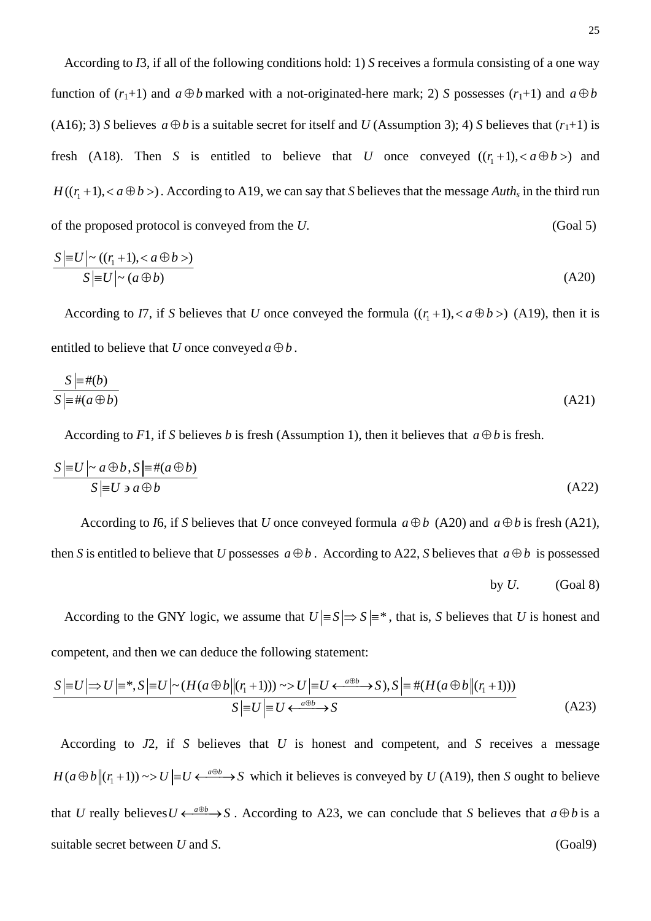According to $I3$, if all of the following conditions hold: 1) $S$ receives a formula consisting of a one way function of $(r_1+1)$ and $a \oplus b$ marked with a not-originated-here mark; 2) $S$ possesses $(r_1+1)$ and $a \oplus b$ (A16); 3) $S$ believes $a \oplus b$ is a suitable secret for itself and $U$ (Assumption 3); 4) $S$ believes that $(r_1+1)$ is fresh (A18). Then $S$ is entitled to believe that $U$ once conveyed $((r_1+1), <a \oplus b>)$ and $H((r_1+1), <a \oplus b>)$. According to A19, we can say that $S$ believes that the message $Auth_s$ in the third run of the proposed protocol is conveyed from the $U$. (Goal 5)

$$\frac{S \mid\equiv U \mid\sim ((r_1+1), <a \oplus b>)}{S \mid\equiv U \mid\sim (a \oplus b)} \tag{A20}$$

According to $I7$, if $S$ believes that $U$ once conveyed the formula $((r_1+1), <a \oplus b>)$ (A19), then it is entitled to believe that $U$ once conveyed $a \oplus b$.

$$\frac{S \mid\equiv \#(b)}{S \mid\equiv \#(a \oplus b)} \tag{A21}$$

According to $F1$, if $S$ believes $b$ is fresh (Assumption 1), then it believes that $a \oplus b$ is fresh.

$$\frac{S \mid\equiv U \mid\sim a \oplus b, S \mid\equiv \#(a \oplus b)}{S \mid\equiv U \ni a \oplus b} \tag{A22}$$

According to $I6$, if $S$ believes that $U$ once conveyed formula $a \oplus b$ (A20) and $a \oplus b$ is fresh (A21), then $S$ is entitled to believe that $U$ possesses $a \oplus b$. According to A22, $S$ believes that $a \oplus b$ is possessed by $U$. (Goal 8)

According to the GNY logic, we assume that $U \mid\equiv S \mid\Rightarrow S \mid\equiv *$, that is, $S$ believes that $U$ is honest and competent, and then we can deduce the following statement:

$$\frac{S \mid\equiv U \mid\Rightarrow U \mid\equiv *, S \mid\equiv U \mid\sim (H(a \oplus b \| (r_1+1))) \sim> U \mid\equiv U \xleftrightarrow{a \oplus b} S), S \mid\equiv \#(H(a \oplus b \| (r_1+1)))}{S \mid\equiv U \mid\equiv U \xleftrightarrow{a \oplus b} S} \tag{A23}$$

According to $J2$, if $S$ believes that $U$ is honest and competent, and $S$ receives a message $H(a \oplus b \| (r_1+1)) \sim> U \mid\equiv U \xleftrightarrow{a \oplus b} S$ which it believes is conveyed by $U$ (A19), then $S$ ought to believe that $U$ really believes $U \xleftrightarrow{a \oplus b} S$. According to A23, we can conclude that $S$ believes that $a \oplus b$ is a suitable secret between $U$ and $S$. (Goal9)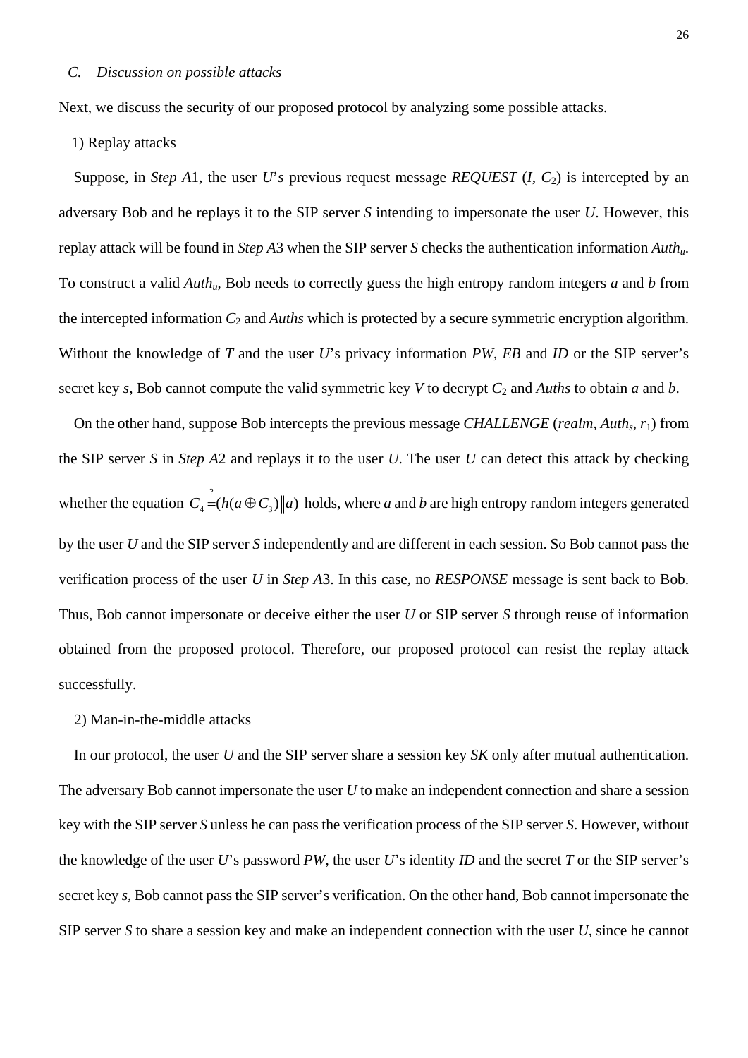### C. *Discussion on possible attacks*

Next, we discuss the security of our proposed protocol by analyzing some possible attacks.

1) Replay attacks

Suppose, in *Step A*1, the user *U*'*s* previous request message *REQUEST* ($I$, $C_2$) is intercepted by an adversary Bob and he replays it to the SIP server *S* intending to impersonate the user *U*. However, this replay attack will be found in *Step A*3 when the SIP server *S* checks the authentication information $Auth_u$. To construct a valid $Auth_u$, Bob needs to correctly guess the high entropy random integers *a* and *b* from the intercepted information $C_2$ and *Auths* which is protected by a secure symmetric encryption algorithm. Without the knowledge of *T* and the user *U*'s privacy information *PW*, *EB* and *ID* or the SIP server's secret key *s*, Bob cannot compute the valid symmetric key *V* to decrypt $C_2$ and *Auths* to obtain *a* and *b*.

On the other hand, suppose Bob intercepts the previous message *CHALLENGE* (*realm*, $Auth_s$, $r_1$) from the SIP server *S* in *Step A*2 and replays it to the user *U*. The user *U* can detect this attack by checking whether the equation $C_4 \stackrel{?}{=} (h(a \oplus C_3) \| a)$ holds, where *a* and *b* are high entropy random integers generated by the user *U* and the SIP server *S* independently and are different in each session. So Bob cannot pass the verification process of the user *U* in *Step A*3. In this case, no *RESPONSE* message is sent back to Bob. Thus, Bob cannot impersonate or deceive either the user *U* or SIP server *S* through reuse of information obtained from the proposed protocol. Therefore, our proposed protocol can resist the replay attack successfully.

2) Man-in-the-middle attacks

In our protocol, the user *U* and the SIP server share a session key *SK* only after mutual authentication. The adversary Bob cannot impersonate the user *U* to make an independent connection and share a session key with the SIP server *S* unless he can pass the verification process of the SIP server *S*. However, without the knowledge of the user *U*'s password *PW*, the user *U*'s identity *ID* and the secret *T* or the SIP server's secret key *s*, Bob cannot pass the SIP server's verification. On the other hand, Bob cannot impersonate the SIP server *S* to share a session key and make an independent connection with the user *U*, since he cannot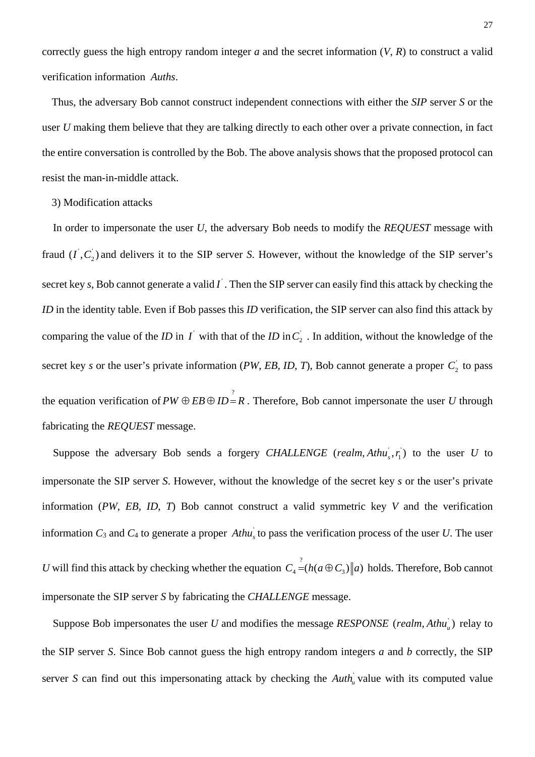correctly guess the high entropy random integer *a* and the secret information (*V*, *R*) to construct a valid verification information *Auths*.

Thus, the adversary Bob cannot construct independent connections with either the *SIP* server *S* or the user *U* making them believe that they are talking directly to each other over a private connection, in fact the entire conversation is controlled by the Bob. The above analysis shows that the proposed protocol can resist the man-in-middle attack.

3) Modification attacks

In order to impersonate the user *U*, the adversary Bob needs to modify the *REQUEST* message with fraud $(I^{'}, C_2^{'})$ and delivers it to the SIP server *S*. However, without the knowledge of the SIP server's secret key *s*, Bob cannot generate a valid $I^{'}$. Then the SIP server can easily find this attack by checking the *ID* in the identity table. Even if Bob passes this *ID* verification, the SIP server can also find this attack by comparing the value of the *ID* in $I^{'}$ with that of the *ID* in $C_2^{'}$. In addition, without the knowledge of the secret key *s* or the user's private information (*PW*, *EB*, *ID*, *T*), Bob cannot generate a proper $C_2^{'}$ to pass the equation verification of $PW \oplus EB \oplus ID \stackrel{?}{=} R$. Therefore, Bob cannot impersonate the user *U* through fabricating the *REQUEST* message.

Suppose the adversary Bob sends a forgery *CHALLENGE* $(realm, Athu_s^{'}, r_1^{'})$ to the user *U* to impersonate the SIP server *S*. However, without the knowledge of the secret key *s* or the user's private information (*PW*, *EB*, *ID*, *T*) Bob cannot construct a valid symmetric key *V* and the verification information $C_3$ and $C_4$ to generate a proper $Athu_s^{'}$ to pass the verification process of the user *U*. The user *U* will find this attack by checking whether the equation $C_4 \stackrel{?}{=} (h(a \oplus C_3) \| a)$ holds. Therefore, Bob cannot impersonate the SIP server *S* by fabricating the *CHALLENGE* message.

Suppose Bob impersonates the user *U* and modifies the message *RESPONSE* $(realm, Athu_u^{'})$ relay to the SIP server *S*. Since Bob cannot guess the high entropy random integers *a* and *b* correctly, the SIP server *S* can find out this impersonating attack by checking the $Auth_u^{'}$ value with its computed value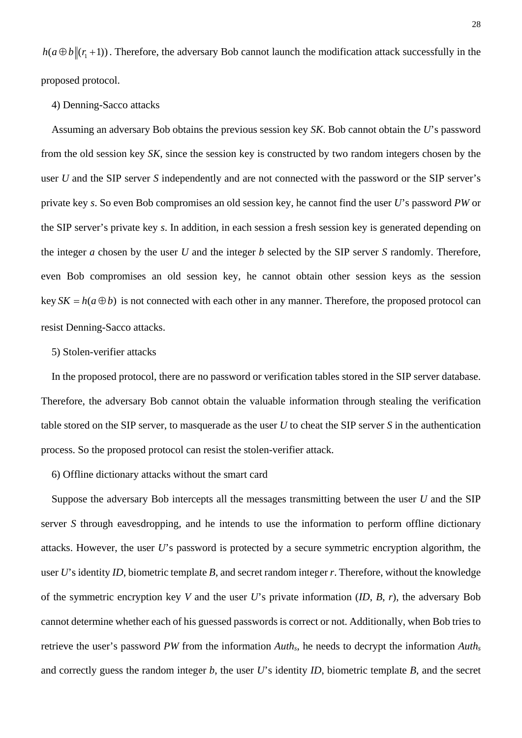$h(a \oplus b \| (r_1 + 1))$. Therefore, the adversary Bob cannot launch the modification attack successfully in the proposed protocol.

4) Denning-Sacco attacks

Assuming an adversary Bob obtains the previous session key *SK*. Bob cannot obtain the *U*'s password from the old session key *SK*, since the session key is constructed by two random integers chosen by the user *U* and the SIP server *S* independently and are not connected with the password or the SIP server's private key *s*. So even Bob compromises an old session key, he cannot find the user *U*'s password *PW* or the SIP server's private key *s*. In addition, in each session a fresh session key is generated depending on the integer *a* chosen by the user *U* and the integer *b* selected by the SIP server *S* randomly. Therefore, even Bob compromises an old session key, he cannot obtain other session keys as the session key $SK = h(a \oplus b)$ is not connected with each other in any manner. Therefore, the proposed protocol can resist Denning-Sacco attacks.

5) Stolen-verifier attacks

In the proposed protocol, there are no password or verification tables stored in the SIP server database. Therefore, the adversary Bob cannot obtain the valuable information through stealing the verification table stored on the SIP server, to masquerade as the user *U* to cheat the SIP server *S* in the authentication process. So the proposed protocol can resist the stolen-verifier attack.

6) Offline dictionary attacks without the smart card

Suppose the adversary Bob intercepts all the messages transmitting between the user *U* and the SIP server *S* through eavesdropping, and he intends to use the information to perform offline dictionary attacks. However, the user *U*'s password is protected by a secure symmetric encryption algorithm, the user *U*'s identity *ID*, biometric template *B*, and secret random integer *r*. Therefore, without the knowledge of the symmetric encryption key *V* and the user *U*'s private information (*ID*, *B*, *r*), the adversary Bob cannot determine whether each of his guessed passwords is correct or not. Additionally, when Bob tries to retrieve the user's password *PW* from the information $Auth_s$, he needs to decrypt the information $Auth_s$ and correctly guess the random integer *b*, the user *U*'s identity *ID*, biometric template *B*, and the secret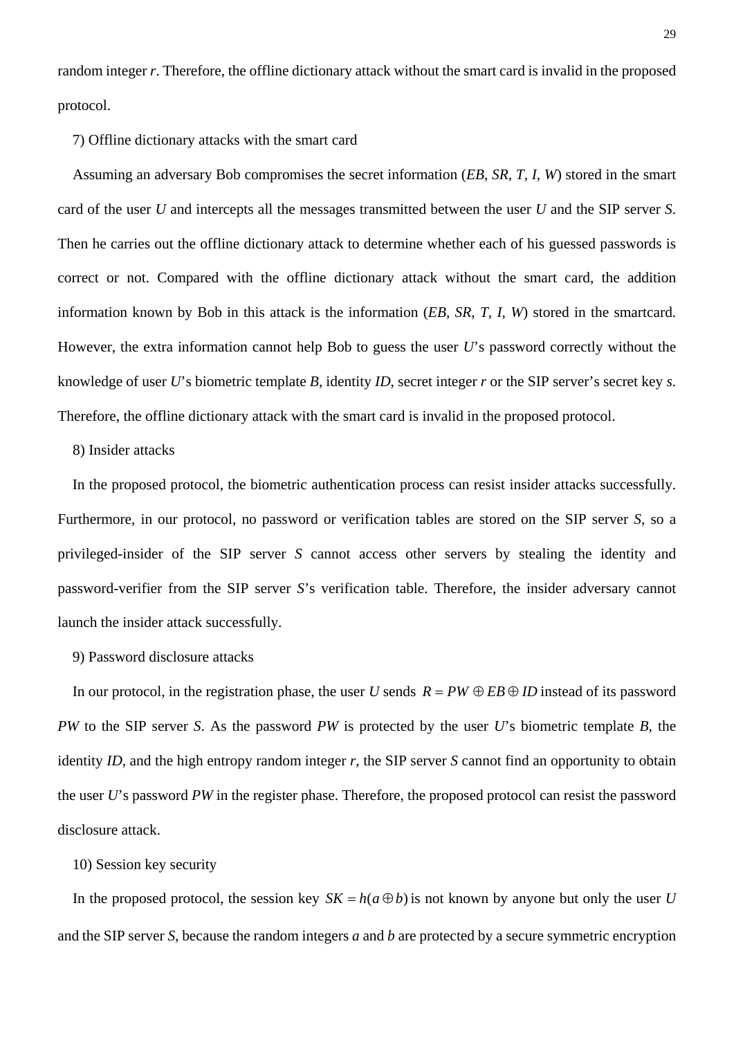random integer $r$. Therefore, the offline dictionary attack without the smart card is invalid in the proposed protocol.

7) Offline dictionary attacks with the smart card

Assuming an adversary Bob compromises the secret information ($EB$, $SR$, $T$, $I$, $W$) stored in the smart card of the user $U$ and intercepts all the messages transmitted between the user $U$ and the SIP server $S$. Then he carries out the offline dictionary attack to determine whether each of his guessed passwords is correct or not. Compared with the offline dictionary attack without the smart card, the addition information known by Bob in this attack is the information ($EB$, $SR$, $T$, $I$, $W$) stored in the smartcard. However, the extra information cannot help Bob to guess the user $U$'s password correctly without the knowledge of user $U$'s biometric template $B$, identity $ID$, secret integer $r$ or the SIP server's secret key $s$. Therefore, the offline dictionary attack with the smart card is invalid in the proposed protocol.

8) Insider attacks

In the proposed protocol, the biometric authentication process can resist insider attacks successfully. Furthermore, in our protocol, no password or verification tables are stored on the SIP server $S$, so a privileged-insider of the SIP server $S$ cannot access other servers by stealing the identity and password-verifier from the SIP server $S$'s verification table. Therefore, the insider adversary cannot launch the insider attack successfully.

9) Password disclosure attacks

In our protocol, in the registration phase, the user $U$ sends $R = PW \oplus EB \oplus ID$ instead of its password $PW$ to the SIP server $S$. As the password $PW$ is protected by the user $U$'s biometric template $B$, the identity $ID$, and the high entropy random integer $r$, the SIP server $S$ cannot find an opportunity to obtain the user $U$'s password $PW$ in the register phase. Therefore, the proposed protocol can resist the password disclosure attack.

10) Session key security

In the proposed protocol, the session key $SK = h(a \oplus b)$ is not known by anyone but only the user $U$ and the SIP server $S$, because the random integers $a$ and $b$ are protected by a secure symmetric encryption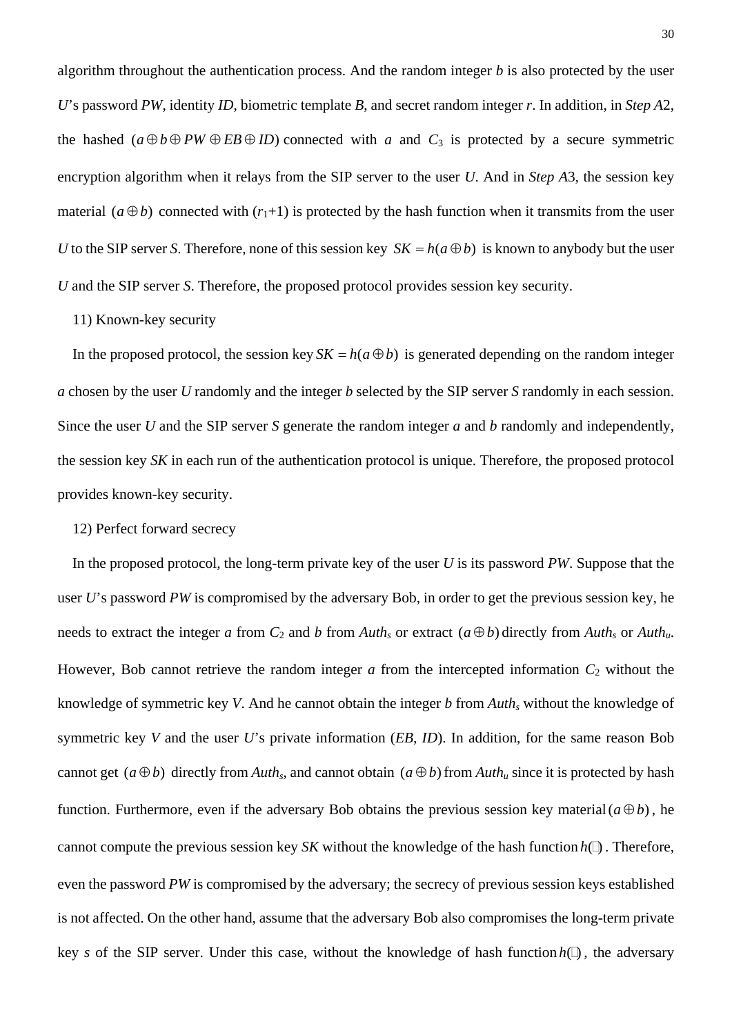algorithm throughout the authentication process. And the random integer $b$ is also protected by the user $U$'s password $PW$, identity $ID$, biometric template $B$, and secret random integer $r$. In addition, in *Step A*2, the hashed $(a \oplus b \oplus PW \oplus EB \oplus ID)$ connected with $a$ and $C_3$ is protected by a secure symmetric encryption algorithm when it relays from the SIP server to the user $U$. And in *Step A*3, the session key material $(a \oplus b)$ connected with $(r_1+1)$ is protected by the hash function when it transmits from the user $U$ to the SIP server $S$. Therefore, none of this session key $SK = h(a \oplus b)$ is known to anybody but the user $U$ and the SIP server $S$. Therefore, the proposed protocol provides session key security.

11) Known-key security

In the proposed protocol, the session key $SK = h(a \oplus b)$ is generated depending on the random integer $a$ chosen by the user $U$ randomly and the integer $b$ selected by the SIP server $S$ randomly in each session. Since the user $U$ and the SIP server $S$ generate the random integer $a$ and $b$ randomly and independently, the session key $SK$ in each run of the authentication protocol is unique. Therefore, the proposed protocol provides known-key security.

12) Perfect forward secrecy

In the proposed protocol, the long-term private key of the user $U$ is its password $PW$. Suppose that the user $U$'s password $PW$ is compromised by the adversary Bob, in order to get the previous session key, he needs to extract the integer $a$ from $C_2$ and $b$ from $Auth_s$ or extract $(a \oplus b)$ directly from $Auth_s$ or $Auth_u$. However, Bob cannot retrieve the random integer $a$ from the intercepted information $C_2$ without the knowledge of symmetric key $V$. And he cannot obtain the integer $b$ from $Auth_s$ without the knowledge of symmetric key $V$ and the user $U$'s private information ($EB$, $ID$). In addition, for the same reason Bob cannot get $(a \oplus b)$ directly from $Auth_s$, and cannot obtain $(a \oplus b)$ from $Auth_u$ since it is protected by hash function. Furthermore, even if the adversary Bob obtains the previous session key material $(a \oplus b)$, he cannot compute the previous session key $SK$ without the knowledge of the hash function $h(\cdot)$. Therefore, even the password $PW$ is compromised by the adversary; the secrecy of previous session keys established is not affected. On the other hand, assume that the adversary Bob also compromises the long-term private key $s$ of the SIP server. Under this case, without the knowledge of hash function $h(\cdot)$, the adversary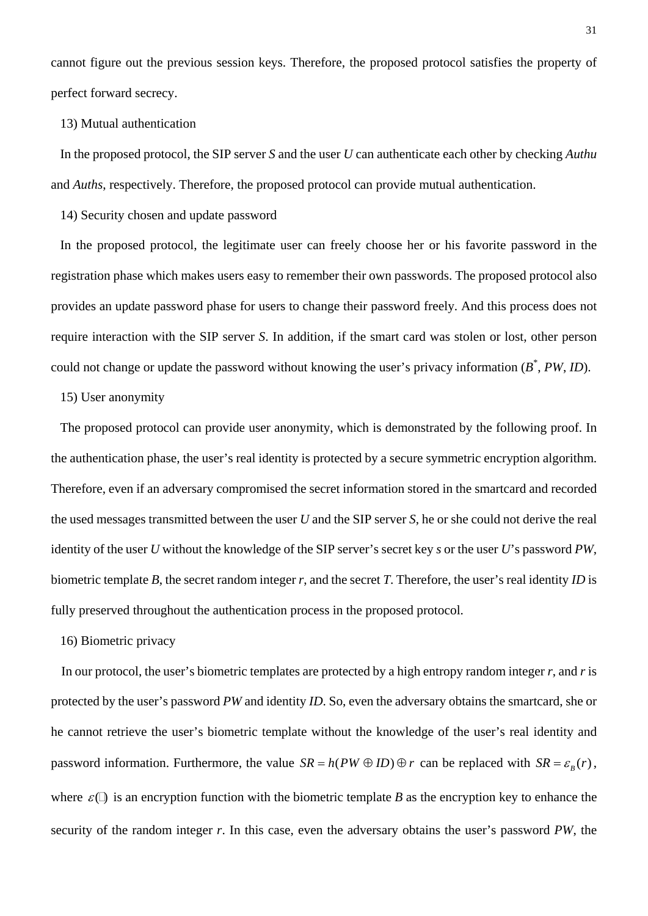cannot figure out the previous session keys. Therefore, the proposed protocol satisfies the property of perfect forward secrecy.

13) Mutual authentication

In the proposed protocol, the SIP server *S* and the user *U* can authenticate each other by checking *Authu* and *Auths*, respectively. Therefore, the proposed protocol can provide mutual authentication.

14) Security chosen and update password

In the proposed protocol, the legitimate user can freely choose her or his favorite password in the registration phase which makes users easy to remember their own passwords. The proposed protocol also provides an update password phase for users to change their password freely. And this process does not require interaction with the SIP server *S*. In addition, if the smart card was stolen or lost, other person could not change or update the password without knowing the user's privacy information ($B^*$, *PW*, *ID*).

15) User anonymity

The proposed protocol can provide user anonymity, which is demonstrated by the following proof. In the authentication phase, the user's real identity is protected by a secure symmetric encryption algorithm. Therefore, even if an adversary compromised the secret information stored in the smartcard and recorded the used messages transmitted between the user *U* and the SIP server *S*, he or she could not derive the real identity of the user *U* without the knowledge of the SIP server's secret key *s* or the user *U*'s password *PW*, biometric template *B*, the secret random integer *r*, and the secret *T*. Therefore, the user's real identity *ID* is fully preserved throughout the authentication process in the proposed protocol.

16) Biometric privacy

In our protocol, the user's biometric templates are protected by a high entropy random integer *r*, and *r* is protected by the user's password *PW* and identity *ID*. So, even the adversary obtains the smartcard, she or he cannot retrieve the user's biometric template without the knowledge of the user's real identity and password information. Furthermore, the value $SR = h(PW \oplus ID) \oplus r$ can be replaced with $SR = \varepsilon_B(r)$, where $\varepsilon(\cdot)$ is an encryption function with the biometric template *B* as the encryption key to enhance the security of the random integer *r*. In this case, even the adversary obtains the user's password *PW*, the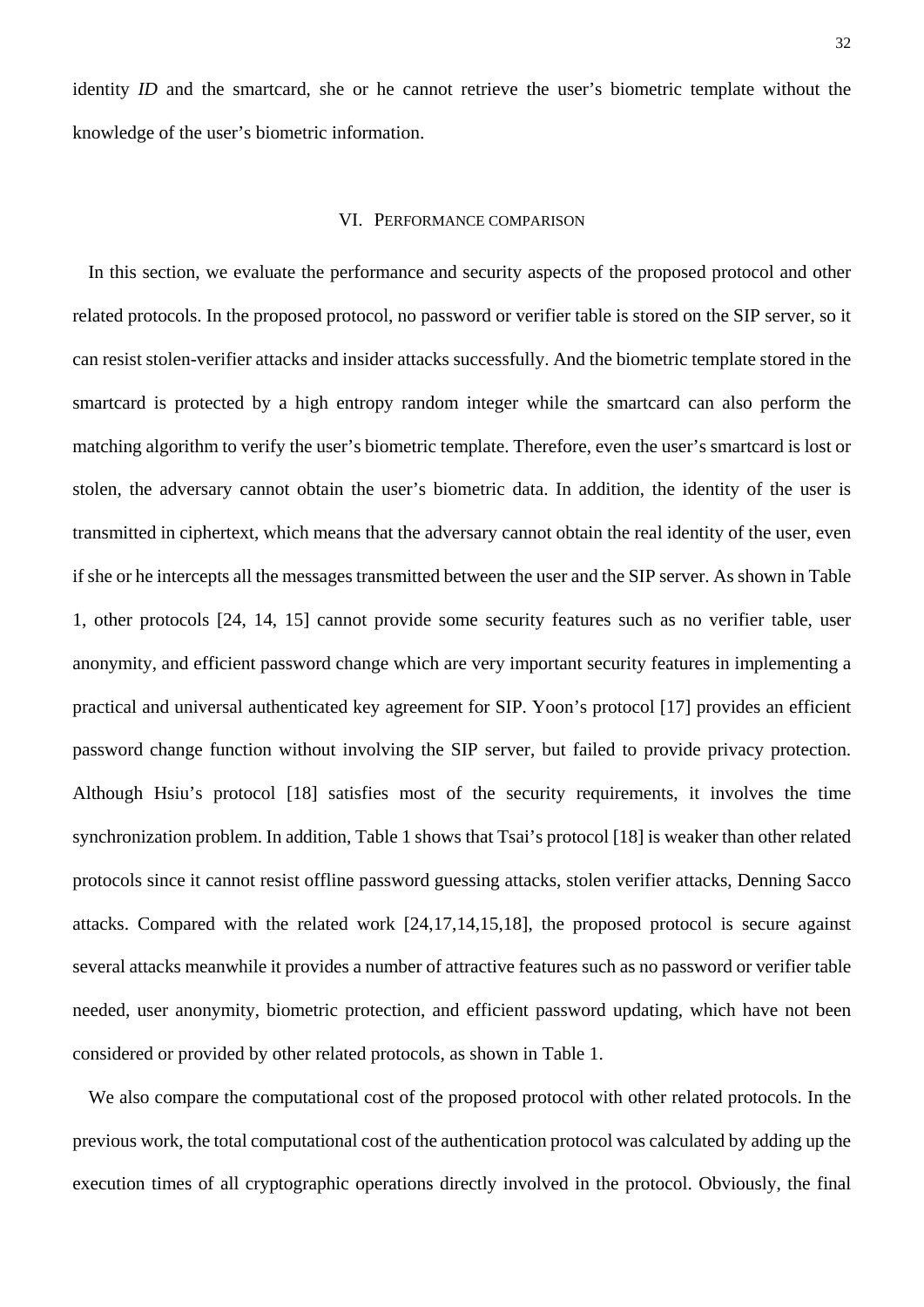identity *ID* and the smartcard, she or he cannot retrieve the user's biometric template without the knowledge of the user's biometric information.

## VI. Performance comparison

In this section, we evaluate the performance and security aspects of the proposed protocol and other related protocols. In the proposed protocol, no password or verifier table is stored on the SIP server, so it can resist stolen-verifier attacks and insider attacks successfully. And the biometric template stored in the smartcard is protected by a high entropy random integer while the smartcard can also perform the matching algorithm to verify the user's biometric template. Therefore, even the user's smartcard is lost or stolen, the adversary cannot obtain the user's biometric data. In addition, the identity of the user is transmitted in ciphertext, which means that the adversary cannot obtain the real identity of the user, even if she or he intercepts all the messages transmitted between the user and the SIP server. As shown in Table 1, other protocols [24, 14, 15] cannot provide some security features such as no verifier table, user anonymity, and efficient password change which are very important security features in implementing a practical and universal authenticated key agreement for SIP. Yoon's protocol [17] provides an efficient password change function without involving the SIP server, but failed to provide privacy protection. Although Hsiu's protocol [18] satisfies most of the security requirements, it involves the time synchronization problem. In addition, Table 1 shows that Tsai's protocol [18] is weaker than other related protocols since it cannot resist offline password guessing attacks, stolen verifier attacks, Denning Sacco attacks. Compared with the related work [24,17,14,15,18], the proposed protocol is secure against several attacks meanwhile it provides a number of attractive features such as no password or verifier table needed, user anonymity, biometric protection, and efficient password updating, which have not been considered or provided by other related protocols, as shown in Table 1.

We also compare the computational cost of the proposed protocol with other related protocols. In the previous work, the total computational cost of the authentication protocol was calculated by adding up the execution times of all cryptographic operations directly involved in the protocol. Obviously, the final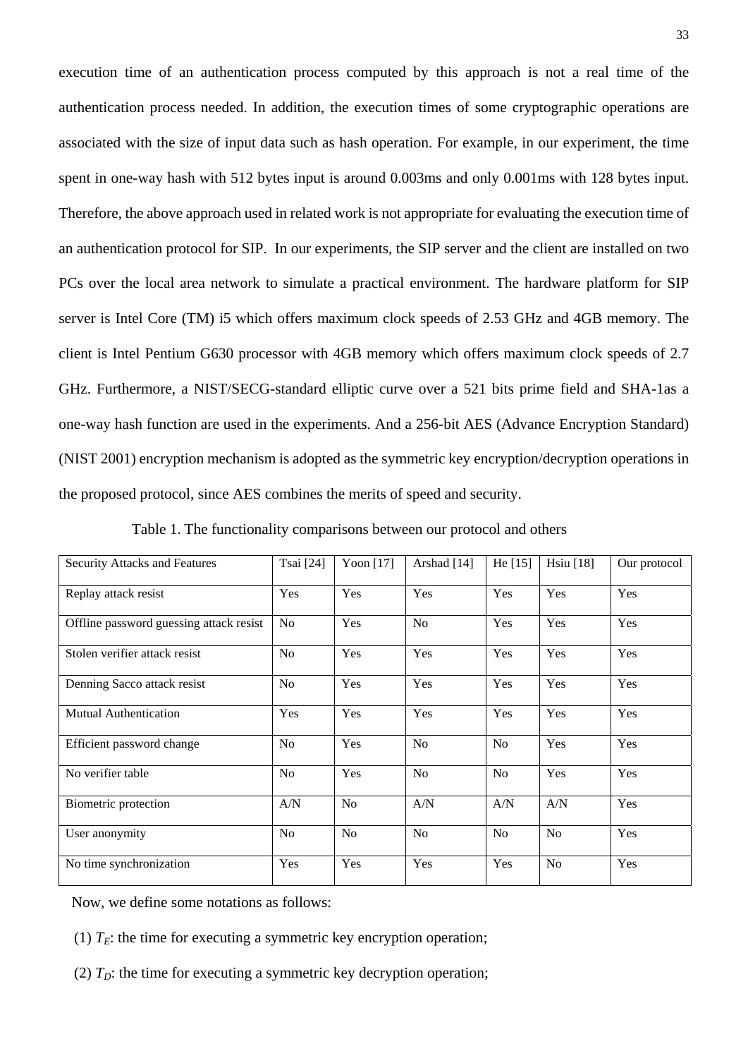execution time of an authentication process computed by this approach is not a real time of the authentication process needed. In addition, the execution times of some cryptographic operations are associated with the size of input data such as hash operation. For example, in our experiment, the time spent in one-way hash with 512 bytes input is around 0.003ms and only 0.001ms with 128 bytes input. Therefore, the above approach used in related work is not appropriate for evaluating the execution time of an authentication protocol for SIP. In our experiments, the SIP server and the client are installed on two PCs over the local area network to simulate a practical environment. The hardware platform for SIP server is Intel Core (TM) i5 which offers maximum clock speeds of 2.53 GHz and 4GB memory. The client is Intel Pentium G630 processor with 4GB memory which offers maximum clock speeds of 2.7 GHz. Furthermore, a NIST/SECG-standard elliptic curve over a 521 bits prime field and SHA-1as a one-way hash function are used in the experiments. And a 256-bit AES (Advance Encryption Standard) (NIST 2001) encryption mechanism is adopted as the symmetric key encryption/decryption operations in the proposed protocol, since AES combines the merits of speed and security.

Table 1. The functionality comparisons between our protocol and others

| Security Attacks and Features | Tsai [24] | Yoon [17] | Arshad [14] | He [15] | Hsiu [18] | Our protocol |
|---|---|---|---|---|---|---|
| Replay attack resist | Yes | Yes | Yes | Yes | Yes | Yes |
| Offline password guessing attack resist | No | Yes | No | Yes | Yes | Yes |
| Stolen verifier attack resist | No | Yes | Yes | Yes | Yes | Yes |
| Denning Sacco attack resist | No | Yes | Yes | Yes | Yes | Yes |
| Mutual Authentication | Yes | Yes | Yes | Yes | Yes | Yes |
| Efficient password change | No | Yes | No | No | Yes | Yes |
| No verifier table | No | Yes | No | No | Yes | Yes |
| Biometric protection | A/N | No | A/N | A/N | A/N | Yes |
| User anonymity | No | No | No | No | No | Yes |
| No time synchronization | Yes | Yes | Yes | Yes | No | Yes |

Now, we define some notations as follows:

(1) $T_E$: the time for executing a symmetric key encryption operation;

(2) $T_D$: the time for executing a symmetric key decryption operation;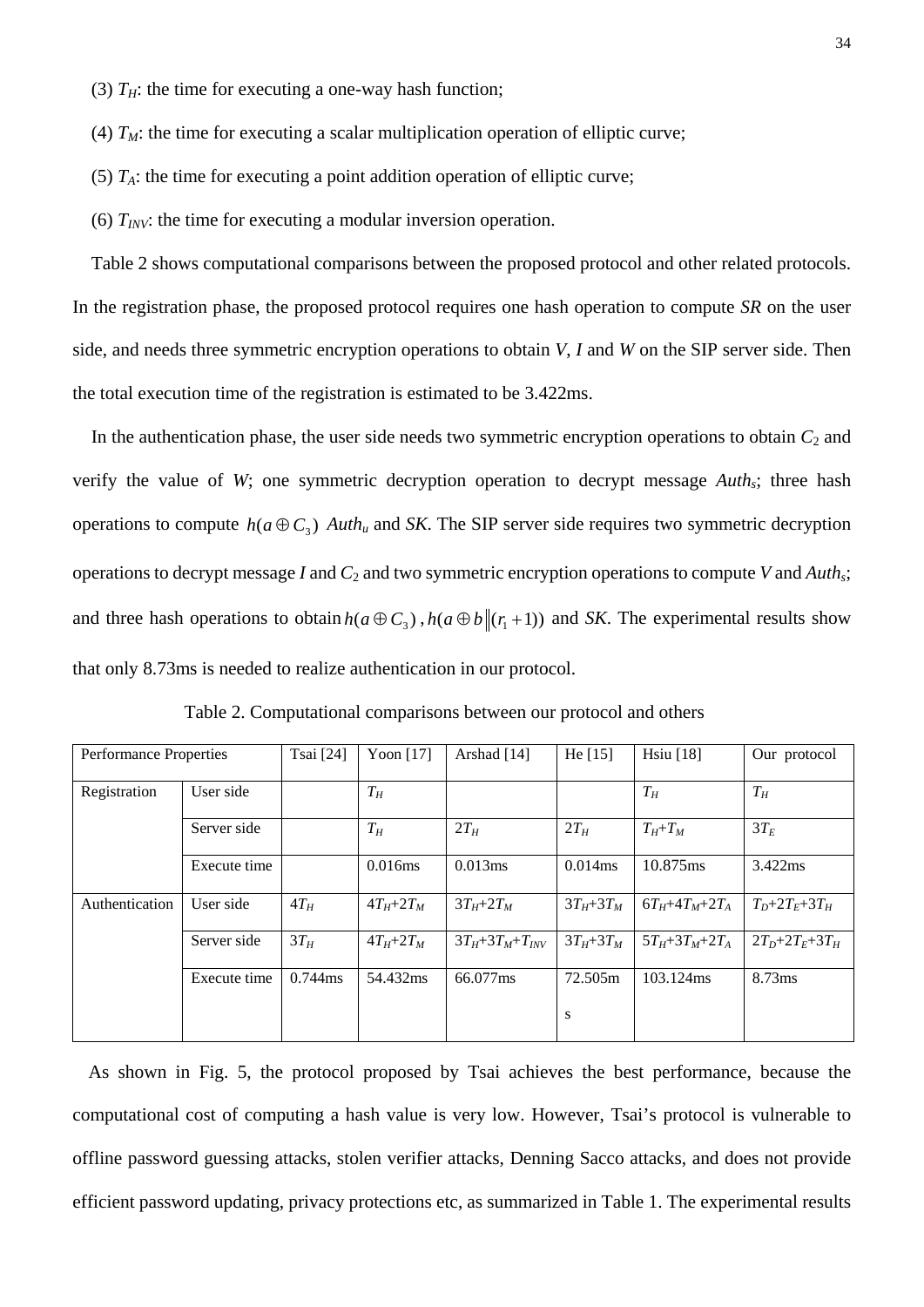(3) $T_H$: the time for executing a one-way hash function;

(4) $T_M$: the time for executing a scalar multiplication operation of elliptic curve;

(5) $T_A$: the time for executing a point addition operation of elliptic curve;

(6) $T_{INV}$: the time for executing a modular inversion operation.

Table 2 shows computational comparisons between the proposed protocol and other related protocols. In the registration phase, the proposed protocol requires one hash operation to compute *SR* on the user side, and needs three symmetric encryption operations to obtain *V*, *I* and *W* on the SIP server side. Then the total execution time of the registration is estimated to be 3.422ms.

In the authentication phase, the user side needs two symmetric encryption operations to obtain $C_2$ and verify the value of *W*; one symmetric decryption operation to decrypt message $Auth_s$; three hash operations to compute $h(a \oplus C_3)$ $Auth_u$ and *SK*. The SIP server side requires two symmetric decryption operations to decrypt message *I* and $C_2$ and two symmetric encryption operations to compute *V* and $Auth_s$; and three hash operations to obtain $h(a \oplus C_3)$, $h(a \oplus b \| (r_1 + 1))$ and *SK*. The experimental results show that only 8.73ms is needed to realize authentication in our protocol.

Table 2. Computational comparisons between our protocol and others

| Performance Properties | | Tsai [24] | Yoon [17] | Arshad [14] | He [15] | Hsiu [18] | Our protocol |
|---|---|---|---|---|---|---|---|
| Registration | User side | | $T_H$ | | | $T_H$ | $T_H$ |
| | Server side | | $T_H$ | $2T_H$ | $2T_H$ | $T_H$+$T_M$ | $3T_E$ |
| | Execute time | | 0.016ms | 0.013ms | 0.014ms | 10.875ms | 3.422ms |
| Authentication | User side | $4T_H$ | $4T_H$+$2T_M$ | $3T_H$+$2T_M$ | $3T_H$+$3T_M$ | $6T_H$+$4T_M$+$2T_A$ | $T_D$+$2T_E$+$3T_H$ |
| | Server side | $3T_H$ | $4T_H$+$2T_M$ | $3T_H$+$3T_M$+$T_{INV}$ | $3T_H$+$3T_M$ | $5T_H$+$3T_M$+$2T_A$ | $2T_D$+$2T_E$+$3T_H$ |
| | Execute time | 0.744ms | 54.432ms | 66.077ms | 72.505ms | 103.124ms | 8.73ms |

As shown in Fig. 5, the protocol proposed by Tsai achieves the best performance, because the computational cost of computing a hash value is very low. However, Tsai's protocol is vulnerable to offline password guessing attacks, stolen verifier attacks, Denning Sacco attacks, and does not provide efficient password updating, privacy protections etc, as summarized in Table 1. The experimental results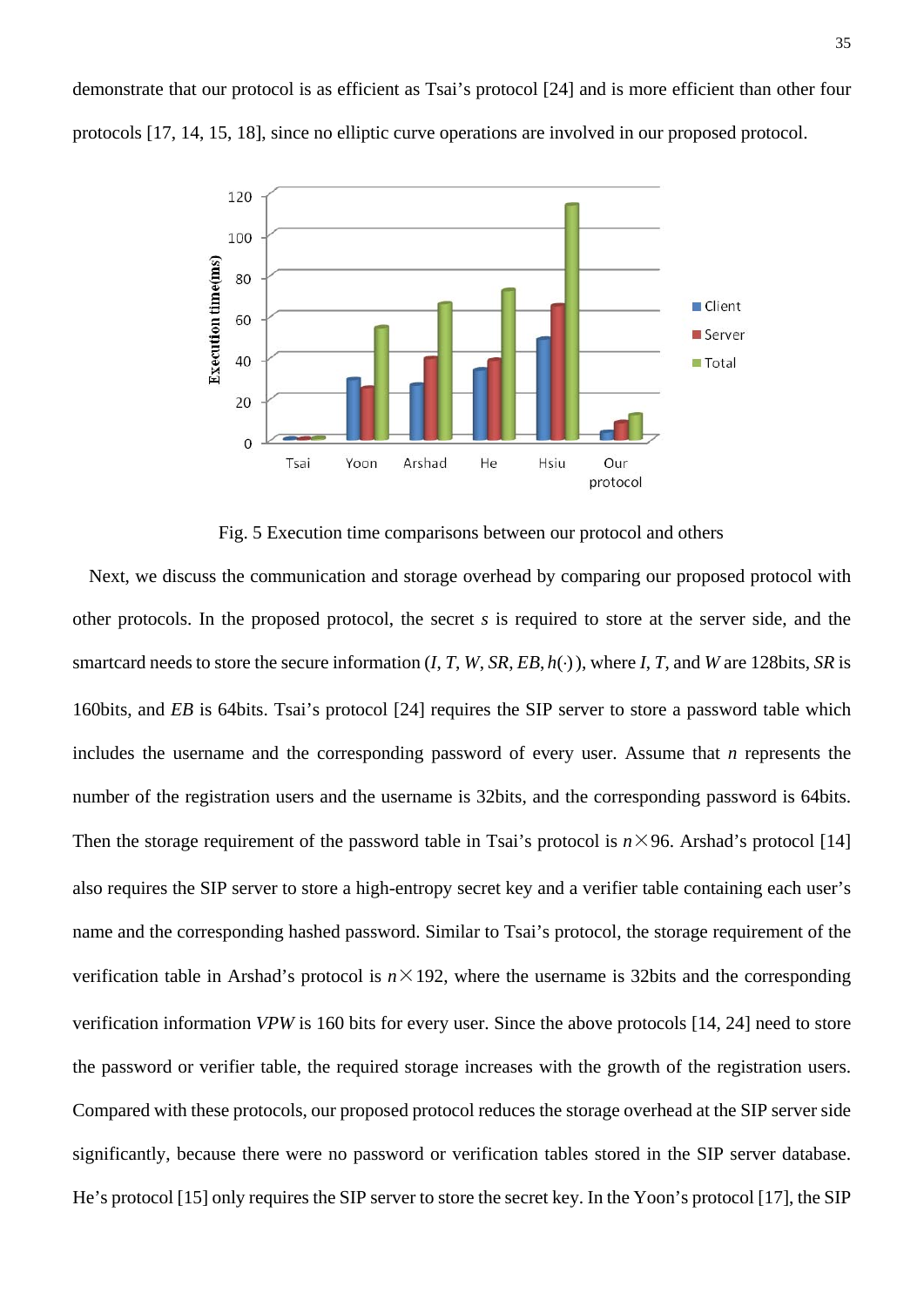demonstrate that our protocol is as efficient as Tsai's protocol [24] and is more efficient than other four protocols [17, 14, 15, 18], since no elliptic curve operations are involved in our proposed protocol.

Fig. 5 Execution time comparisons between our protocol and others

Next, we discuss the communication and storage overhead by comparing our proposed protocol with other protocols. In the proposed protocol, the secret $s$ is required to store at the server side, and the smartcard needs to store the secure information ($I$, $T$, $W$, $SR$, $EB$, $h(\cdot)$), where $I$, $T$, and $W$ are 128bits, $SR$ is 160bits, and $EB$ is 64bits. Tsai's protocol [24] requires the SIP server to store a password table which includes the username and the corresponding password of every user. Assume that $n$ represents the number of the registration users and the username is 32bits, and the corresponding password is 64bits. Then the storage requirement of the password table in Tsai's protocol is $n \times 96$. Arshad's protocol [14] also requires the SIP server to store a high-entropy secret key and a verifier table containing each user's name and the corresponding hashed password. Similar to Tsai's protocol, the storage requirement of the verification table in Arshad's protocol is $n \times 192$, where the username is 32bits and the corresponding verification information $VPW$ is 160 bits for every user. Since the above protocols [14, 24] need to store the password or verifier table, the required storage increases with the growth of the registration users. Compared with these protocols, our proposed protocol reduces the storage overhead at the SIP server side significantly, because there were no password or verification tables stored in the SIP server database. He's protocol [15] only requires the SIP server to store the secret key. In the Yoon's protocol [17], the SIP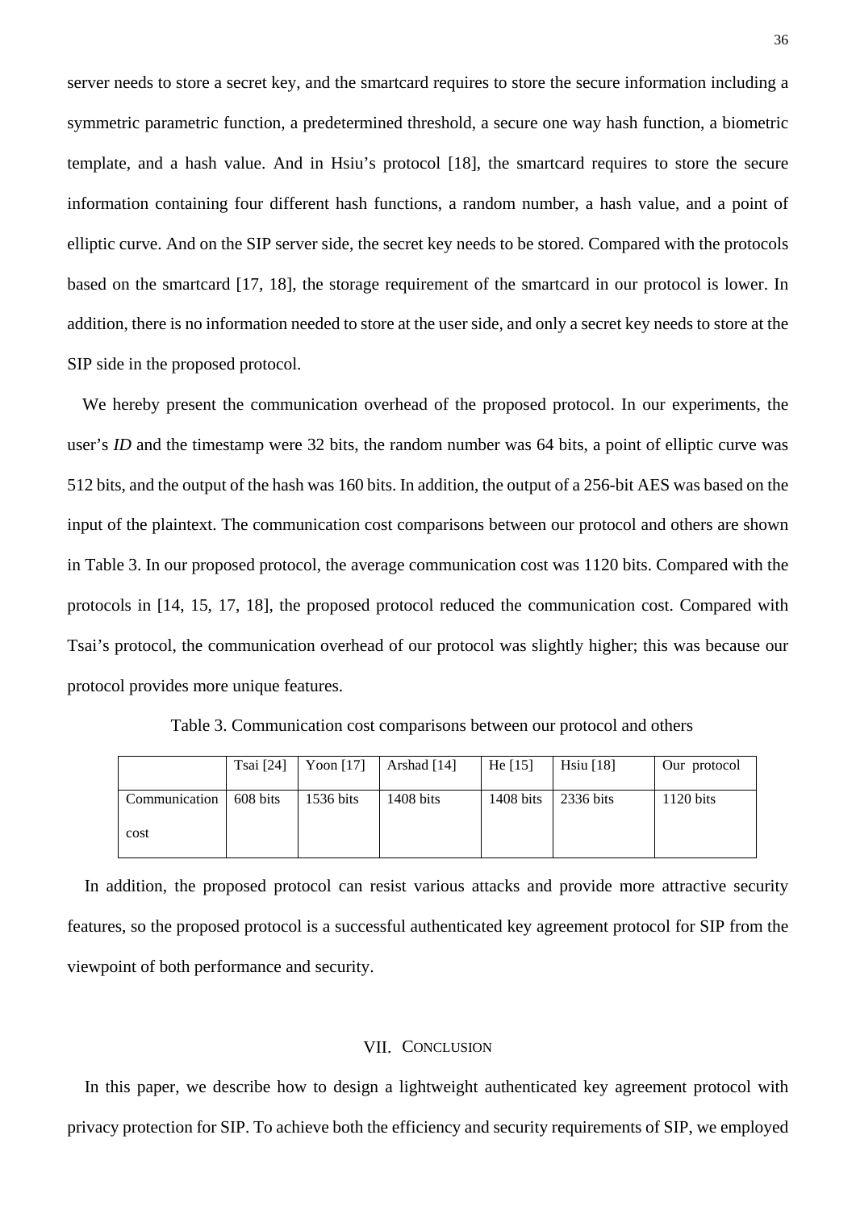server needs to store a secret key, and the smartcard requires to store the secure information including a symmetric parametric function, a predetermined threshold, a secure one way hash function, a biometric template, and a hash value. And in Hsiu's protocol [18], the smartcard requires to store the secure information containing four different hash functions, a random number, a hash value, and a point of elliptic curve. And on the SIP server side, the secret key needs to be stored. Compared with the protocols based on the smartcard [17, 18], the storage requirement of the smartcard in our protocol is lower. In addition, there is no information needed to store at the user side, and only a secret key needs to store at the SIP side in the proposed protocol.

We hereby present the communication overhead of the proposed protocol. In our experiments, the user's *ID* and the timestamp were 32 bits, the random number was 64 bits, a point of elliptic curve was 512 bits, and the output of the hash was 160 bits. In addition, the output of a 256-bit AES was based on the input of the plaintext. The communication cost comparisons between our protocol and others are shown in Table 3. In our proposed protocol, the average communication cost was 1120 bits. Compared with the protocols in [14, 15, 17, 18], the proposed protocol reduced the communication cost. Compared with Tsai's protocol, the communication overhead of our protocol was slightly higher; this was because our protocol provides more unique features.

Table 3. Communication cost comparisons between our protocol and others

| | Tsai [24] | Yoon [17] | Arshad [14] | He [15] | Hsiu [18] | Our protocol |
|---|---|---|---|---|---|---|
| Communication cost | 608 bits | 1536 bits | 1408 bits | 1408 bits | 2336 bits | 1120 bits |

In addition, the proposed protocol can resist various attacks and provide more attractive security features, so the proposed protocol is a successful authenticated key agreement protocol for SIP from the viewpoint of both performance and security.

## VII. CONCLUSION

In this paper, we describe how to design a lightweight authenticated key agreement protocol with privacy protection for SIP. To achieve both the efficiency and security requirements of SIP, we employed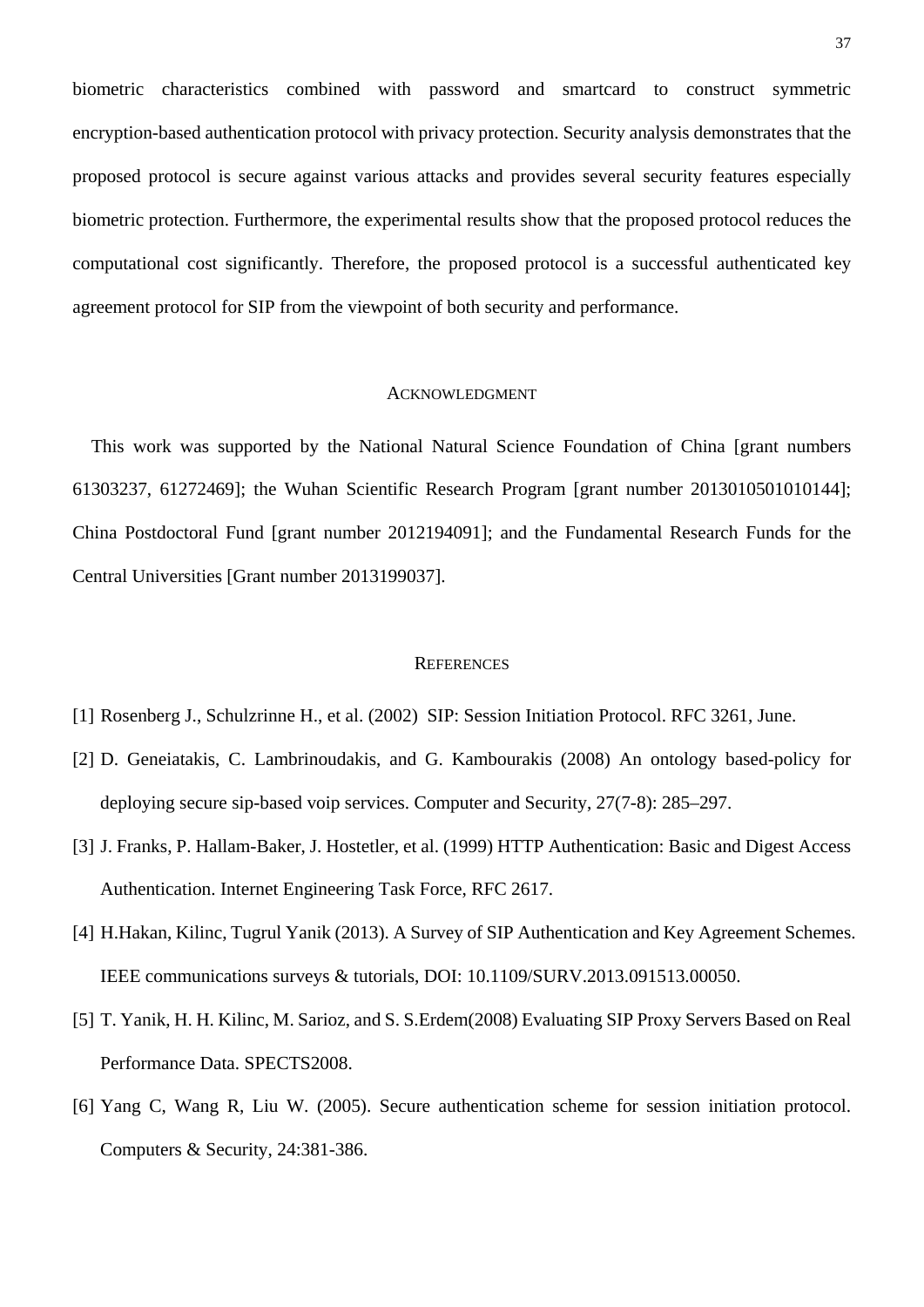biometric characteristics combined with password and smartcard to construct symmetric encryption-based authentication protocol with privacy protection. Security analysis demonstrates that the proposed protocol is secure against various attacks and provides several security features especially biometric protection. Furthermore, the experimental results show that the proposed protocol reduces the computational cost significantly. Therefore, the proposed protocol is a successful authenticated key agreement protocol for SIP from the viewpoint of both security and performance.

## ACKNOWLEDGMENT

This work was supported by the National Natural Science Foundation of China [grant numbers 61303237, 61272469]; the Wuhan Scientific Research Program [grant number 2013010501010144]; China Postdoctoral Fund [grant number 2012194091]; and the Fundamental Research Funds for the Central Universities [Grant number 2013199037].

## REFERENCES

[1] Rosenberg J., Schulzrinne H., et al. (2002) SIP: Session Initiation Protocol. RFC 3261, June.

[2] D. Geneiatakis, C. Lambrinoudakis, and G. Kambourakis (2008) An ontology based-policy for deploying secure sip-based voip services. Computer and Security, 27(7-8): 285–297.

[3] J. Franks, P. Hallam-Baker, J. Hostetler, et al. (1999) HTTP Authentication: Basic and Digest Access Authentication. Internet Engineering Task Force, RFC 2617.

[4] H.Hakan, Kilinc, Tugrul Yanik (2013). A Survey of SIP Authentication and Key Agreement Schemes. IEEE communications surveys & tutorials, DOI: 10.1109/SURV.2013.091513.00050.

[5] T. Yanik, H. H. Kilinc, M. Sarioz, and S. S.Erdem(2008) Evaluating SIP Proxy Servers Based on Real Performance Data. SPECTS2008.

[6] Yang C, Wang R, Liu W. (2005). Secure authentication scheme for session initiation protocol. Computers & Security, 24:381-386.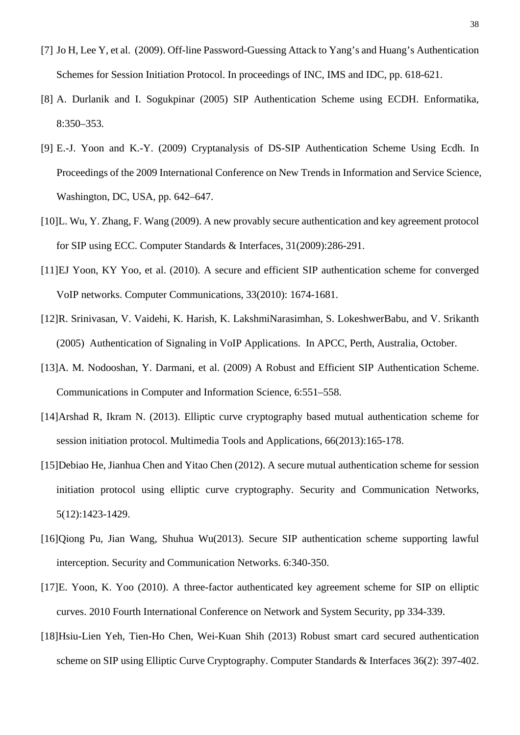[7] Jo H, Lee Y, et al. (2009). Off-line Password-Guessing Attack to Yang's and Huang's Authentication Schemes for Session Initiation Protocol. In proceedings of INC, IMS and IDC, pp. 618-621.

[8] A. Durlanik and I. Sogukpinar (2005) SIP Authentication Scheme using ECDH. Enformatika, 8:350–353.

[9] E.-J. Yoon and K.-Y. (2009) Cryptanalysis of DS-SIP Authentication Scheme Using Ecdh. In Proceedings of the 2009 International Conference on New Trends in Information and Service Science, Washington, DC, USA, pp. 642–647.

[10] L. Wu, Y. Zhang, F. Wang (2009). A new provably secure authentication and key agreement protocol for SIP using ECC. Computer Standards & Interfaces, 31(2009):286-291.

[11] EJ Yoon, KY Yoo, et al. (2010). A secure and efficient SIP authentication scheme for converged VoIP networks. Computer Communications, 33(2010): 1674-1681.

[12] R. Srinivasan, V. Vaidehi, K. Harish, K. LakshmiNarasimhan, S. LokeshwerBabu, and V. Srikanth (2005) Authentication of Signaling in VoIP Applications. In APCC, Perth, Australia, October.

[13] A. M. Nodooshan, Y. Darmani, et al. (2009) A Robust and Efficient SIP Authentication Scheme. Communications in Computer and Information Science, 6:551–558.

[14] Arshad R, Ikram N. (2013). Elliptic curve cryptography based mutual authentication scheme for session initiation protocol. Multimedia Tools and Applications, 66(2013):165-178.

[15] Debiao He, Jianhua Chen and Yitao Chen (2012). A secure mutual authentication scheme for session initiation protocol using elliptic curve cryptography. Security and Communication Networks, 5(12):1423-1429.

[16] Qiong Pu, Jian Wang, Shuhua Wu(2013). Secure SIP authentication scheme supporting lawful interception. Security and Communication Networks. 6:340-350.

[17] E. Yoon, K. Yoo (2010). A three-factor authenticated key agreement scheme for SIP on elliptic curves. 2010 Fourth International Conference on Network and System Security, pp 334-339.

[18] Hsiu-Lien Yeh, Tien-Ho Chen, Wei-Kuan Shih (2013) Robust smart card secured authentication scheme on SIP using Elliptic Curve Cryptography. Computer Standards & Interfaces 36(2): 397-402.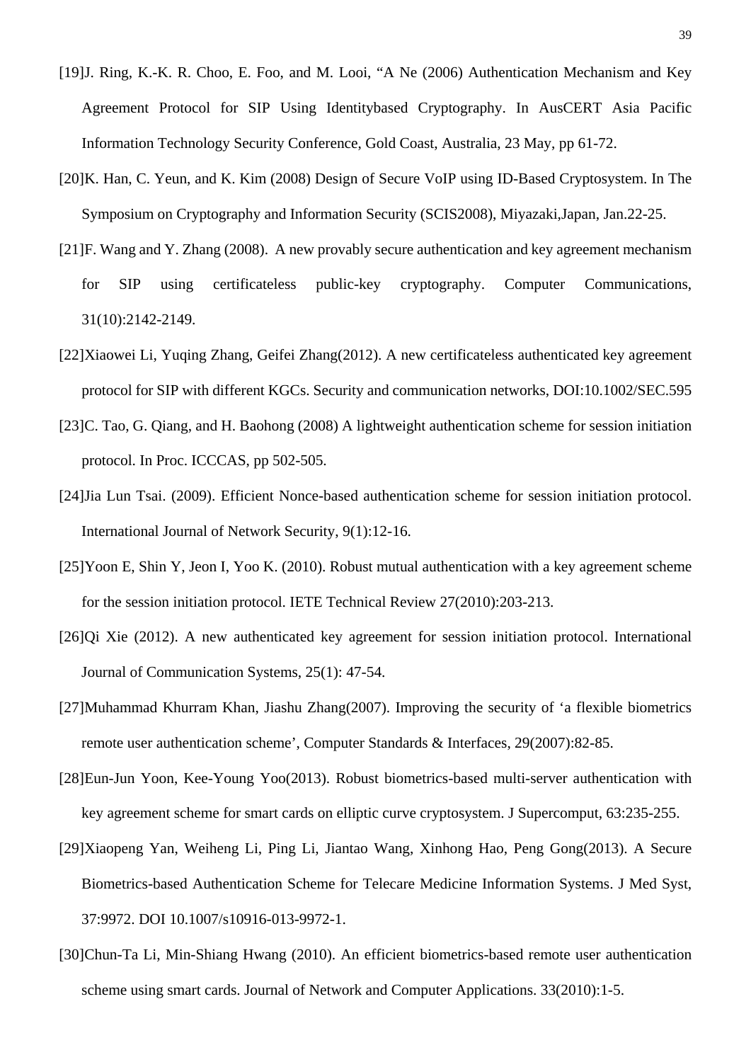[19]J. Ring, K.-K. R. Choo, E. Foo, and M. Looi, "A Ne (2006) Authentication Mechanism and Key Agreement Protocol for SIP Using Identitybased Cryptography. In AusCERT Asia Pacific Information Technology Security Conference, Gold Coast, Australia, 23 May, pp 61-72.

[20]K. Han, C. Yeun, and K. Kim (2008) Design of Secure VoIP using ID-Based Cryptosystem. In The Symposium on Cryptography and Information Security (SCIS2008), Miyazaki,Japan, Jan.22-25.

[21]F. Wang and Y. Zhang (2008). A new provably secure authentication and key agreement mechanism for SIP using certificateless public-key cryptography. Computer Communications, 31(10):2142-2149.

[22]Xiaowei Li, Yuqing Zhang, Geifei Zhang(2012). A new certificateless authenticated key agreement protocol for SIP with different KGCs. Security and communication networks, DOI:10.1002/SEC.595

[23]C. Tao, G. Qiang, and H. Baohong (2008) A lightweight authentication scheme for session initiation protocol. In Proc. ICCCAS, pp 502-505.

[24]Jia Lun Tsai. (2009). Efficient Nonce-based authentication scheme for session initiation protocol. International Journal of Network Security, 9(1):12-16.

[25]Yoon E, Shin Y, Jeon I, Yoo K. (2010). Robust mutual authentication with a key agreement scheme for the session initiation protocol. IETE Technical Review 27(2010):203-213.

[26]Qi Xie (2012). A new authenticated key agreement for session initiation protocol. International Journal of Communication Systems, 25(1): 47-54.

[27]Muhammad Khurram Khan, Jiashu Zhang(2007). Improving the security of 'a flexible biometrics remote user authentication scheme', Computer Standards & Interfaces, 29(2007):82-85.

[28]Eun-Jun Yoon, Kee-Young Yoo(2013). Robust biometrics-based multi-server authentication with key agreement scheme for smart cards on elliptic curve cryptosystem. J Supercomput, 63:235-255.

[29]Xiaopeng Yan, Weiheng Li, Ping Li, Jiantao Wang, Xinhong Hao, Peng Gong(2013). A Secure Biometrics-based Authentication Scheme for Telecare Medicine Information Systems. J Med Syst, 37:9972. DOI 10.1007/s10916-013-9972-1.

[30]Chun-Ta Li, Min-Shiang Hwang (2010). An efficient biometrics-based remote user authentication scheme using smart cards. Journal of Network and Computer Applications. 33(2010):1-5.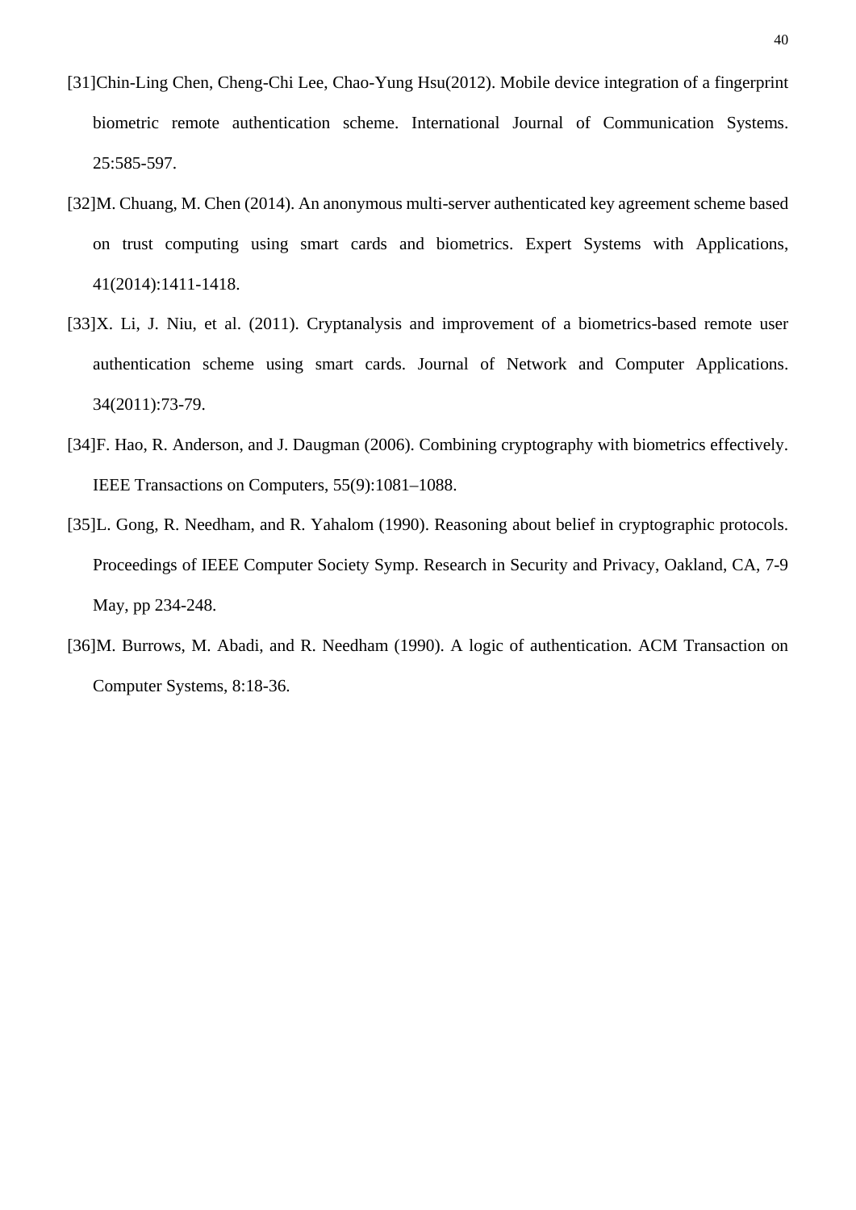[31]Chin-Ling Chen, Cheng-Chi Lee, Chao-Yung Hsu(2012). Mobile device integration of a fingerprint biometric remote authentication scheme. International Journal of Communication Systems. 25:585-597.

[32]M. Chuang, M. Chen (2014). An anonymous multi-server authenticated key agreement scheme based on trust computing using smart cards and biometrics. Expert Systems with Applications, 41(2014):1411-1418.

[33]X. Li, J. Niu, et al. (2011). Cryptanalysis and improvement of a biometrics-based remote user authentication scheme using smart cards. Journal of Network and Computer Applications. 34(2011):73-79.

[34]F. Hao, R. Anderson, and J. Daugman (2006). Combining cryptography with biometrics effectively. IEEE Transactions on Computers, 55(9):1081–1088.

[35]L. Gong, R. Needham, and R. Yahalom (1990). Reasoning about belief in cryptographic protocols. Proceedings of IEEE Computer Society Symp. Research in Security and Privacy, Oakland, CA, 7-9 May, pp 234-248.

[36]M. Burrows, M. Abadi, and R. Needham (1990). A logic of authentication. ACM Transaction on Computer Systems, 8:18-36.